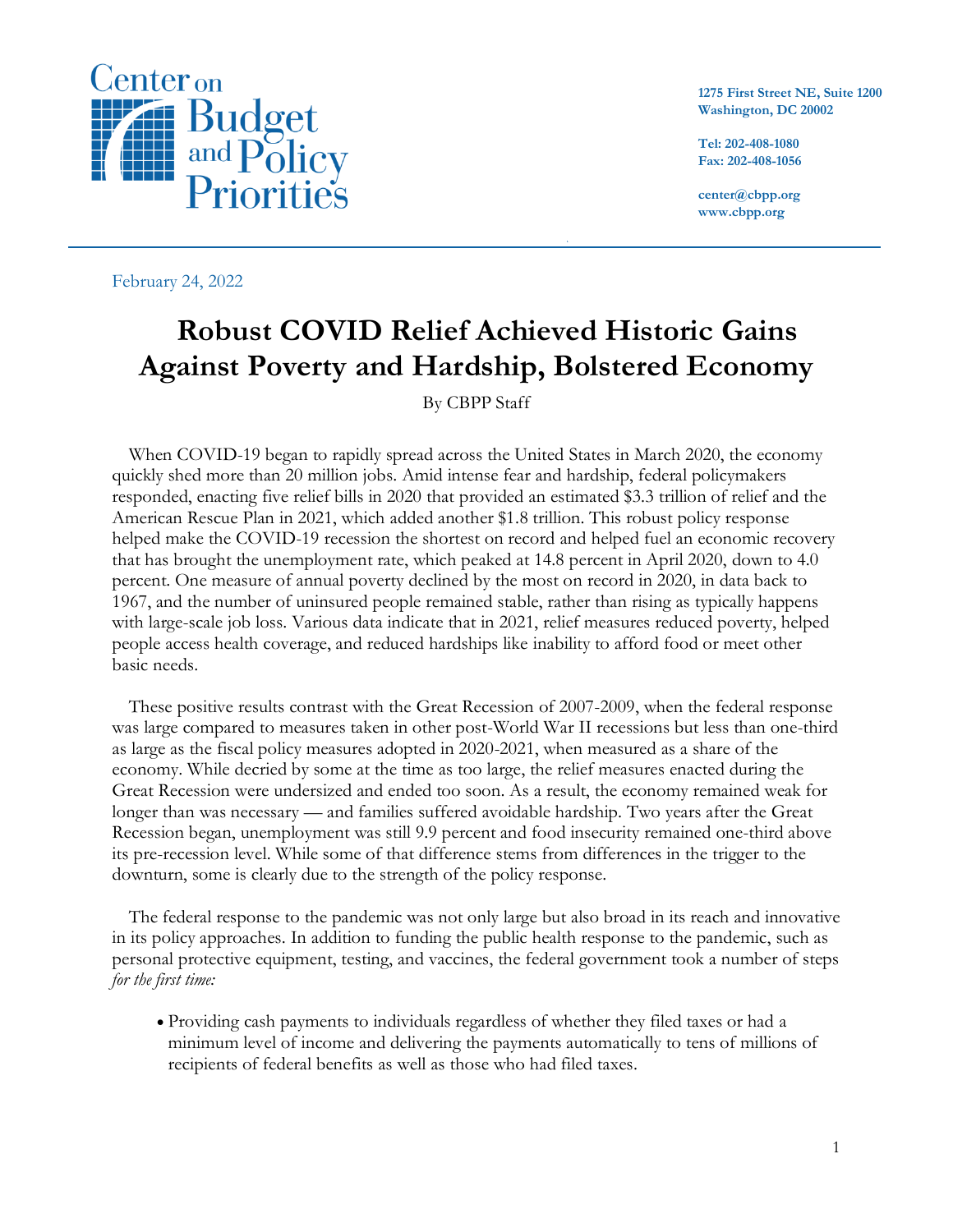Center on Budget and Policy Priorities

1275 First Street NE, Suite 1200
Washington, DC 20002

Tel: 202-408-1080
Fax: 202-408-1056

center@cbpp.org
www.cbpp.org

February 24, 2022

# Robust COVID Relief Achieved Historic Gains Against Poverty and Hardship, Bolstered Economy

By CBPP Staff

When COVID-19 began to rapidly spread across the United States in March 2020, the economy quickly shed more than 20 million jobs. Amid intense fear and hardship, federal policymakers responded, enacting five relief bills in 2020 that provided an estimated $3.3 trillion of relief and the American Rescue Plan in 2021, which added another $1.8 trillion. This robust policy response helped make the COVID-19 recession the shortest on record and helped fuel an economic recovery that has brought the unemployment rate, which peaked at 14.8 percent in April 2020, down to 4.0 percent. One measure of annual poverty declined by the most on record in 2020, in data back to 1967, and the number of uninsured people remained stable, rather than rising as typically happens with large-scale job loss. Various data indicate that in 2021, relief measures reduced poverty, helped people access health coverage, and reduced hardships like inability to afford food or meet other basic needs.

These positive results contrast with the Great Recession of 2007-2009, when the federal response was large compared to measures taken in other post-World War II recessions but less than one-third as large as the fiscal policy measures adopted in 2020-2021, when measured as a share of the economy. While decried by some at the time as too large, the relief measures enacted during the Great Recession were undersized and ended too soon. As a result, the economy remained weak for longer than was necessary — and families suffered avoidable hardship. Two years after the Great Recession began, unemployment was still 9.9 percent and food insecurity remained one-third above its pre-recession level. While some of that difference stems from differences in the trigger to the downturn, some is clearly due to the strength of the policy response.

The federal response to the pandemic was not only large but also broad in its reach and innovative in its policy approaches. In addition to funding the public health response to the pandemic, such as personal protective equipment, testing, and vaccines, the federal government took a number of steps *for the first time:*

- Providing cash payments to individuals regardless of whether they filed taxes or had a minimum level of income and delivering the payments automatically to tens of millions of recipients of federal benefits as well as those who had filed taxes.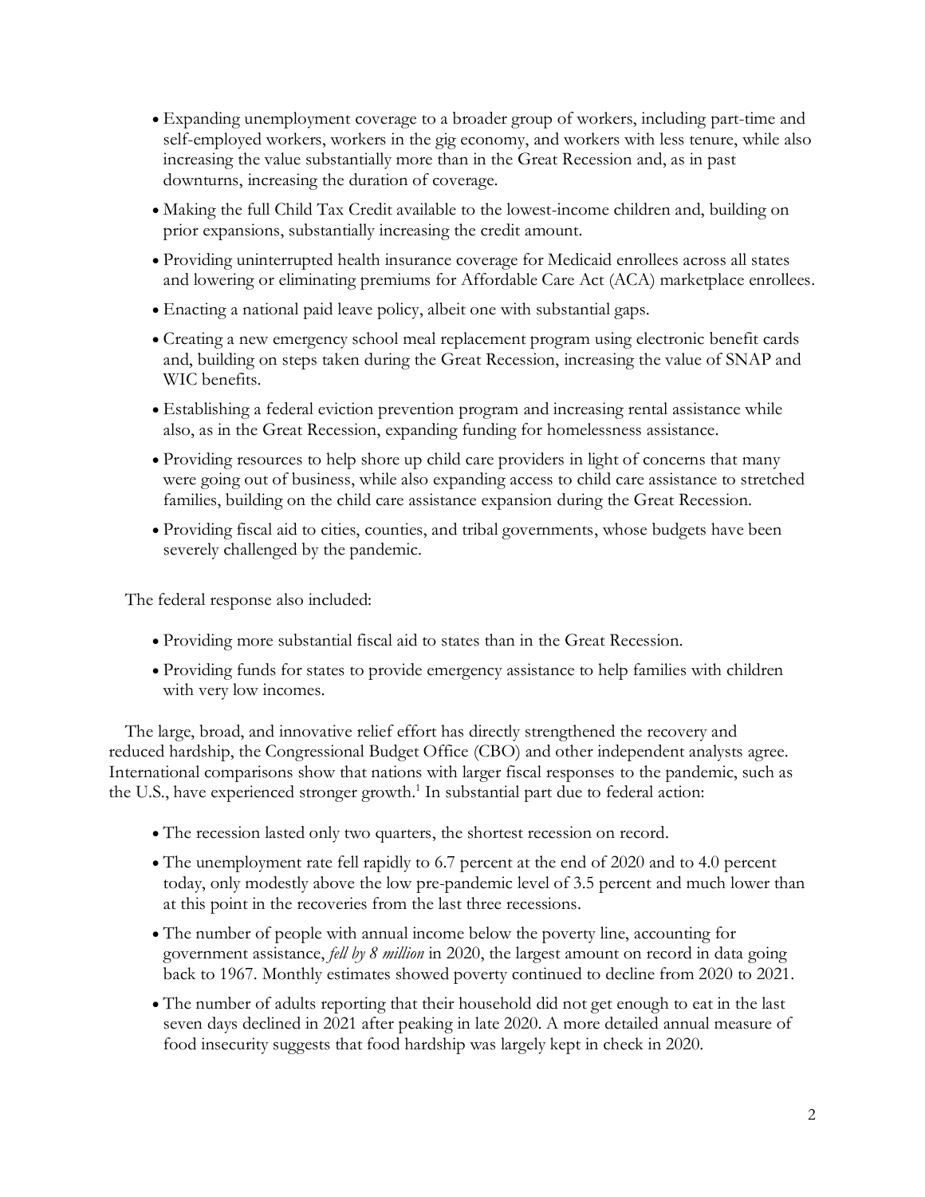- Expanding unemployment coverage to a broader group of workers, including part-time and self-employed workers, workers in the gig economy, and workers with less tenure, while also increasing the value substantially more than in the Great Recession and, as in past downturns, increasing the duration of coverage.
- Making the full Child Tax Credit available to the lowest-income children and, building on prior expansions, substantially increasing the credit amount.
- Providing uninterrupted health insurance coverage for Medicaid enrollees across all states and lowering or eliminating premiums for Affordable Care Act (ACA) marketplace enrollees.
- Enacting a national paid leave policy, albeit one with substantial gaps.
- Creating a new emergency school meal replacement program using electronic benefit cards and, building on steps taken during the Great Recession, increasing the value of SNAP and WIC benefits.
- Establishing a federal eviction prevention program and increasing rental assistance while also, as in the Great Recession, expanding funding for homelessness assistance.
- Providing resources to help shore up child care providers in light of concerns that many were going out of business, while also expanding access to child care assistance to stretched families, building on the child care assistance expansion during the Great Recession.
- Providing fiscal aid to cities, counties, and tribal governments, whose budgets have been severely challenged by the pandemic.

The federal response also included:

- Providing more substantial fiscal aid to states than in the Great Recession.
- Providing funds for states to provide emergency assistance to help families with children with very low incomes.

The large, broad, and innovative relief effort has directly strengthened the recovery and reduced hardship, the Congressional Budget Office (CBO) and other independent analysts agree. International comparisons show that nations with larger fiscal responses to the pandemic, such as the U.S., have experienced stronger growth.[1] In substantial part due to federal action:

- The recession lasted only two quarters, the shortest recession on record.
- The unemployment rate fell rapidly to 6.7 percent at the end of 2020 and to 4.0 percent today, only modestly above the low pre-pandemic level of 3.5 percent and much lower than at this point in the recoveries from the last three recessions.
- The number of people with annual income below the poverty line, accounting for government assistance, *fell by 8 million* in 2020, the largest amount on record in data going back to 1967. Monthly estimates showed poverty continued to decline from 2020 to 2021.
- The number of adults reporting that their household did not get enough to eat in the last seven days declined in 2021 after peaking in late 2020. A more detailed annual measure of food insecurity suggests that food hardship was largely kept in check in 2020.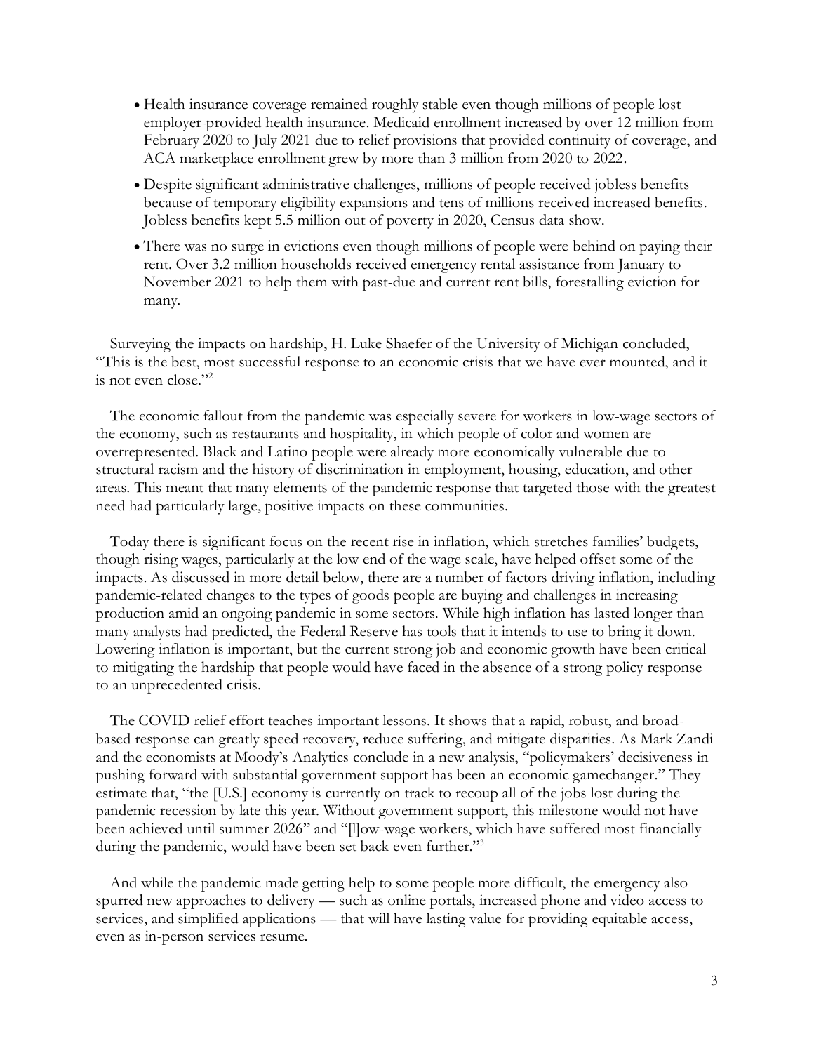- Health insurance coverage remained roughly stable even though millions of people lost employer-provided health insurance. Medicaid enrollment increased by over 12 million from February 2020 to July 2021 due to relief provisions that provided continuity of coverage, and ACA marketplace enrollment grew by more than 3 million from 2020 to 2022.
- Despite significant administrative challenges, millions of people received jobless benefits because of temporary eligibility expansions and tens of millions received increased benefits. Jobless benefits kept 5.5 million out of poverty in 2020, Census data show.
- There was no surge in evictions even though millions of people were behind on paying their rent. Over 3.2 million households received emergency rental assistance from January to November 2021 to help them with past-due and current rent bills, forestalling eviction for many.

Surveying the impacts on hardship, H. Luke Shaefer of the University of Michigan concluded, "This is the best, most successful response to an economic crisis that we have ever mounted, and it is not even close."[2]

The economic fallout from the pandemic was especially severe for workers in low-wage sectors of the economy, such as restaurants and hospitality, in which people of color and women are overrepresented. Black and Latino people were already more economically vulnerable due to structural racism and the history of discrimination in employment, housing, education, and other areas. This meant that many elements of the pandemic response that targeted those with the greatest need had particularly large, positive impacts on these communities.

Today there is significant focus on the recent rise in inflation, which stretches families' budgets, though rising wages, particularly at the low end of the wage scale, have helped offset some of the impacts. As discussed in more detail below, there are a number of factors driving inflation, including pandemic-related changes to the types of goods people are buying and challenges in increasing production amid an ongoing pandemic in some sectors. While high inflation has lasted longer than many analysts had predicted, the Federal Reserve has tools that it intends to use to bring it down. Lowering inflation is important, but the current strong job and economic growth have been critical to mitigating the hardship that people would have faced in the absence of a strong policy response to an unprecedented crisis.

The COVID relief effort teaches important lessons. It shows that a rapid, robust, and broad-based response can greatly speed recovery, reduce suffering, and mitigate disparities. As Mark Zandi and the economists at Moody's Analytics conclude in a new analysis, "policymakers' decisiveness in pushing forward with substantial government support has been an economic gamechanger." They estimate that, "the [U.S.] economy is currently on track to recoup all of the jobs lost during the pandemic recession by late this year. Without government support, this milestone would not have been achieved until summer 2026" and "[l]ow-wage workers, which have suffered most financially during the pandemic, would have been set back even further."[3]

And while the pandemic made getting help to some people more difficult, the emergency also spurred new approaches to delivery — such as online portals, increased phone and video access to services, and simplified applications — that will have lasting value for providing equitable access, even as in-person services resume.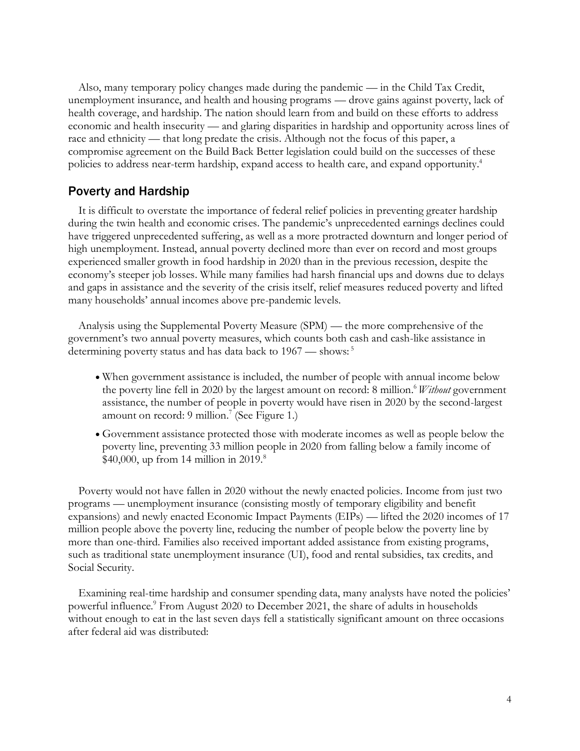Also, many temporary policy changes made during the pandemic — in the Child Tax Credit, unemployment insurance, and health and housing programs — drove gains against poverty, lack of health coverage, and hardship. The nation should learn from and build on these efforts to address economic and health insecurity — and glaring disparities in hardship and opportunity across lines of race and ethnicity — that long predate the crisis. Although not the focus of this paper, a compromise agreement on the Build Back Better legislation could build on the successes of these policies to address near-term hardship, expand access to health care, and expand opportunity.[4]

## Poverty and Hardship

It is difficult to overstate the importance of federal relief policies in preventing greater hardship during the twin health and economic crises. The pandemic's unprecedented earnings declines could have triggered unprecedented suffering, as well as a more protracted downturn and longer period of high unemployment. Instead, annual poverty declined more than ever on record and most groups experienced smaller growth in food hardship in 2020 than in the previous recession, despite the economy's steeper job losses. While many families had harsh financial ups and downs due to delays and gaps in assistance and the severity of the crisis itself, relief measures reduced poverty and lifted many households' annual incomes above pre-pandemic levels.

Analysis using the Supplemental Poverty Measure (SPM) — the more comprehensive of the government's two annual poverty measures, which counts both cash and cash-like assistance in determining poverty status and has data back to 1967 — shows:[5]

- When government assistance is included, the number of people with annual income below the poverty line fell in 2020 by the largest amount on record: 8 million.[6] *Without* government assistance, the number of people in poverty would have risen in 2020 by the second-largest amount on record: 9 million.[7] (See Figure 1.)
- Government assistance protected those with moderate incomes as well as people below the poverty line, preventing 33 million people in 2020 from falling below a family income of $40,000, up from 14 million in 2019.[8]

Poverty would not have fallen in 2020 without the newly enacted policies. Income from just two programs — unemployment insurance (consisting mostly of temporary eligibility and benefit expansions) and newly enacted Economic Impact Payments (EIPs) — lifted the 2020 incomes of 17 million people above the poverty line, reducing the number of people below the poverty line by more than one-third. Families also received important added assistance from existing programs, such as traditional state unemployment insurance (UI), food and rental subsidies, tax credits, and Social Security.

Examining real-time hardship and consumer spending data, many analysts have noted the policies' powerful influence.[9] From August 2020 to December 2021, the share of adults in households without enough to eat in the last seven days fell a statistically significant amount on three occasions after federal aid was distributed: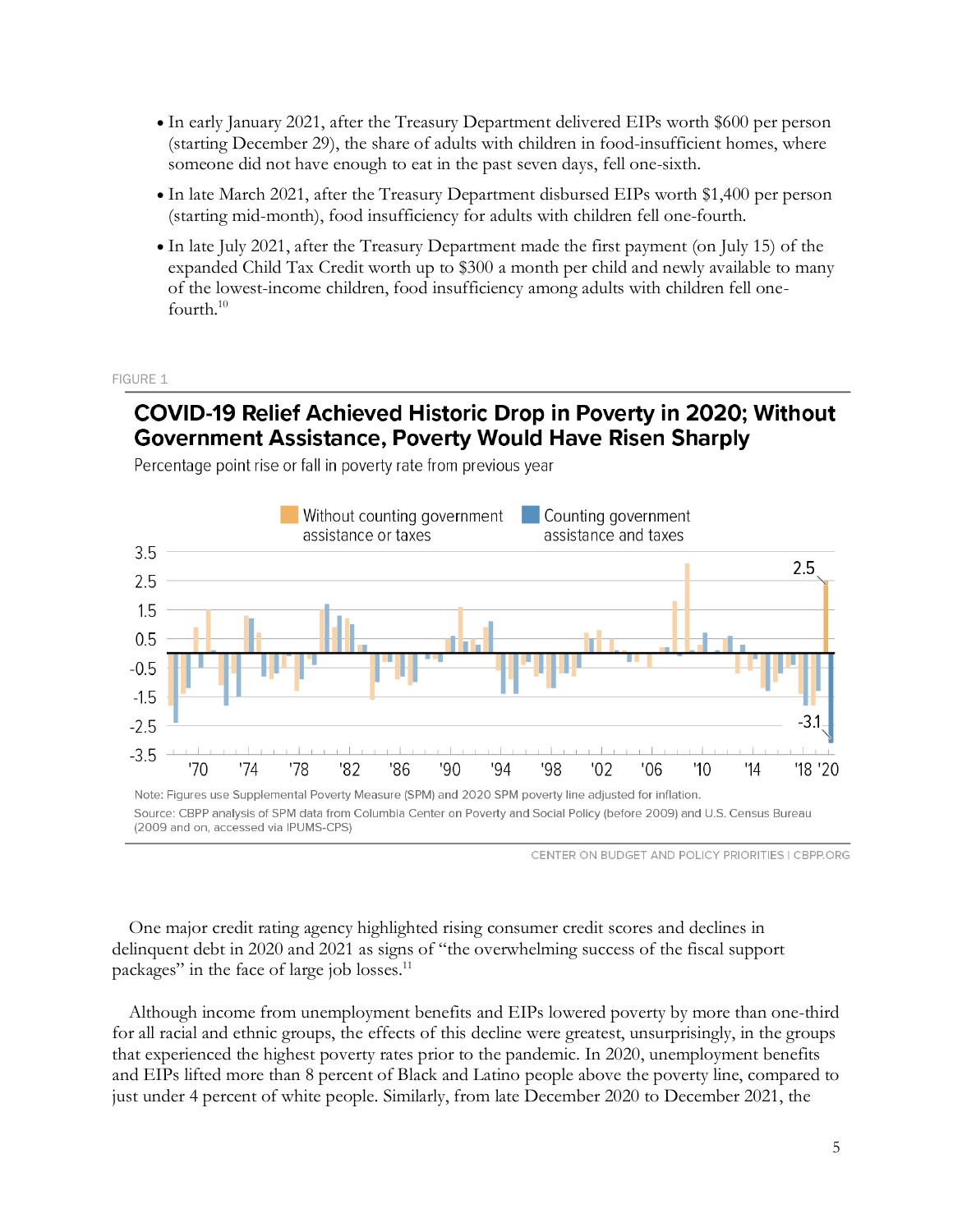- In early January 2021, after the Treasury Department delivered EIPs worth $600 per person (starting December 29), the share of adults with children in food-insufficient homes, where someone did not have enough to eat in the past seven days, fell one-sixth.
- In late March 2021, after the Treasury Department disbursed EIPs worth $1,400 per person (starting mid-month), food insufficiency for adults with children fell one-fourth.
- In late July 2021, after the Treasury Department made the first payment (on July 15) of the expanded Child Tax Credit worth up to $300 a month per child and newly available to many of the lowest-income children, food insufficiency among adults with children fell one-fourth.[10]

FIGURE 1

**COVID-19 Relief Achieved Historic Drop in Poverty in 2020; Without Government Assistance, Poverty Would Have Risen Sharply**

Percentage point rise or fall in poverty rate from previous year

Note: Figures use Supplemental Poverty Measure (SPM) and 2020 SPM poverty line adjusted for inflation.

Source: CBPP analysis of SPM data from Columbia Center on Poverty and Social Policy (before 2009) and U.S. Census Bureau (2009 and on, accessed via IPUMS-CPS)

CENTER ON BUDGET AND POLICY PRIORITIES | CBPP.ORG

One major credit rating agency highlighted rising consumer credit scores and declines in delinquent debt in 2020 and 2021 as signs of "the overwhelming success of the fiscal support packages" in the face of large job losses.[11]

Although income from unemployment benefits and EIPs lowered poverty by more than one-third for all racial and ethnic groups, the effects of this decline were greatest, unsurprisingly, in the groups that experienced the highest poverty rates prior to the pandemic. In 2020, unemployment benefits and EIPs lifted more than 8 percent of Black and Latino people above the poverty line, compared to just under 4 percent of white people. Similarly, from late December 2020 to December 2021, the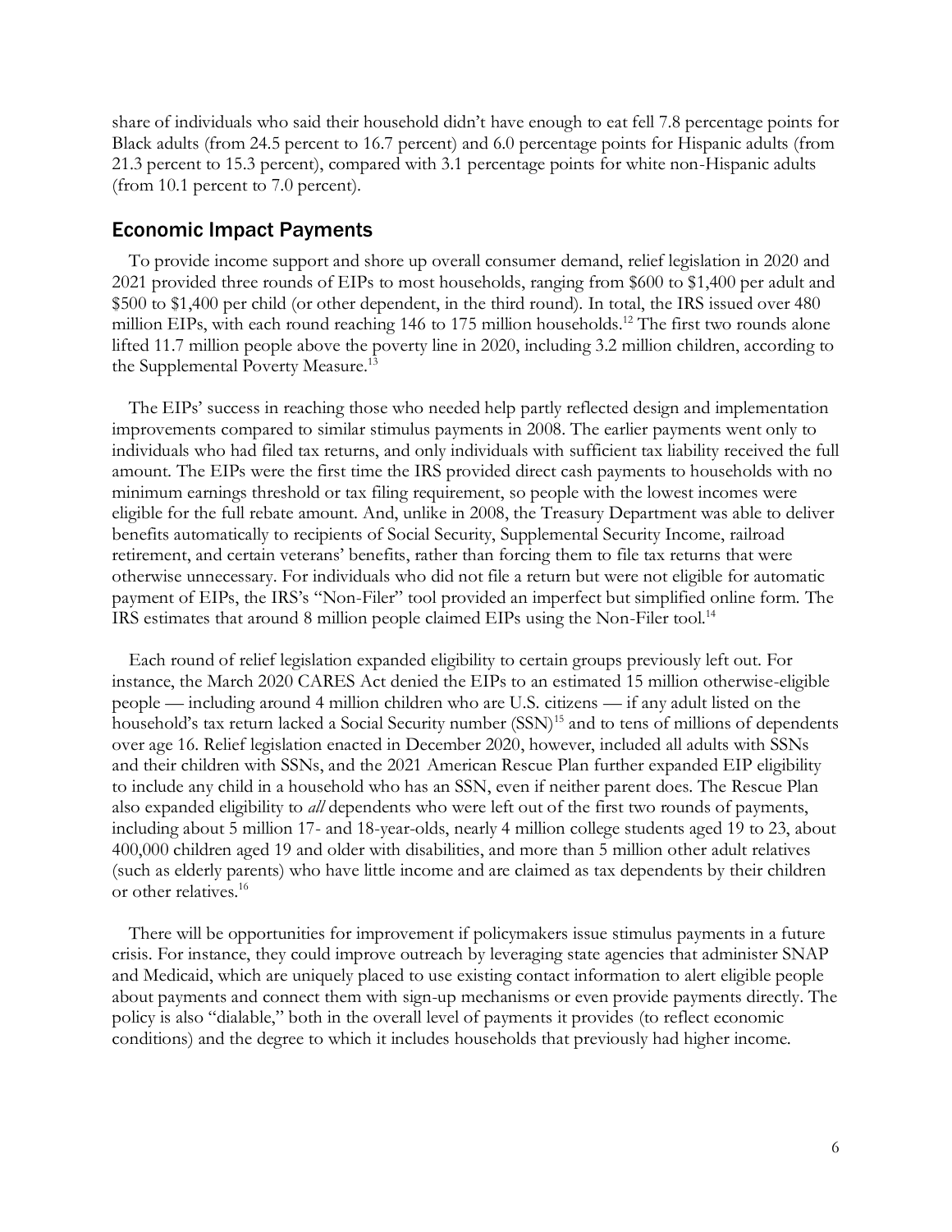share of individuals who said their household didn't have enough to eat fell 7.8 percentage points for Black adults (from 24.5 percent to 16.7 percent) and 6.0 percentage points for Hispanic adults (from 21.3 percent to 15.3 percent), compared with 3.1 percentage points for white non-Hispanic adults (from 10.1 percent to 7.0 percent).

## Economic Impact Payments

To provide income support and shore up overall consumer demand, relief legislation in 2020 and 2021 provided three rounds of EIPs to most households, ranging from $600 to $1,400 per adult and $500 to $1,400 per child (or other dependent, in the third round). In total, the IRS issued over 480 million EIPs, with each round reaching 146 to 175 million households.[12] The first two rounds alone lifted 11.7 million people above the poverty line in 2020, including 3.2 million children, according to the Supplemental Poverty Measure.[13]

The EIPs' success in reaching those who needed help partly reflected design and implementation improvements compared to similar stimulus payments in 2008. The earlier payments went only to individuals who had filed tax returns, and only individuals with sufficient tax liability received the full amount. The EIPs were the first time the IRS provided direct cash payments to households with no minimum earnings threshold or tax filing requirement, so people with the lowest incomes were eligible for the full rebate amount. And, unlike in 2008, the Treasury Department was able to deliver benefits automatically to recipients of Social Security, Supplemental Security Income, railroad retirement, and certain veterans' benefits, rather than forcing them to file tax returns that were otherwise unnecessary. For individuals who did not file a return but were not eligible for automatic payment of EIPs, the IRS's "Non-Filer" tool provided an imperfect but simplified online form. The IRS estimates that around 8 million people claimed EIPs using the Non-Filer tool.[14]

Each round of relief legislation expanded eligibility to certain groups previously left out. For instance, the March 2020 CARES Act denied the EIPs to an estimated 15 million otherwise-eligible people — including around 4 million children who are U.S. citizens — if any adult listed on the household's tax return lacked a Social Security number (SSN)[15] and to tens of millions of dependents over age 16. Relief legislation enacted in December 2020, however, included all adults with SSNs and their children with SSNs, and the 2021 American Rescue Plan further expanded EIP eligibility to include any child in a household who has an SSN, even if neither parent does. The Rescue Plan also expanded eligibility to *all* dependents who were left out of the first two rounds of payments, including about 5 million 17- and 18-year-olds, nearly 4 million college students aged 19 to 23, about 400,000 children aged 19 and older with disabilities, and more than 5 million other adult relatives (such as elderly parents) who have little income and are claimed as tax dependents by their children or other relatives.[16]

There will be opportunities for improvement if policymakers issue stimulus payments in a future crisis. For instance, they could improve outreach by leveraging state agencies that administer SNAP and Medicaid, which are uniquely placed to use existing contact information to alert eligible people about payments and connect them with sign-up mechanisms or even provide payments directly. The policy is also "dialable," both in the overall level of payments it provides (to reflect economic conditions) and the degree to which it includes households that previously had higher income.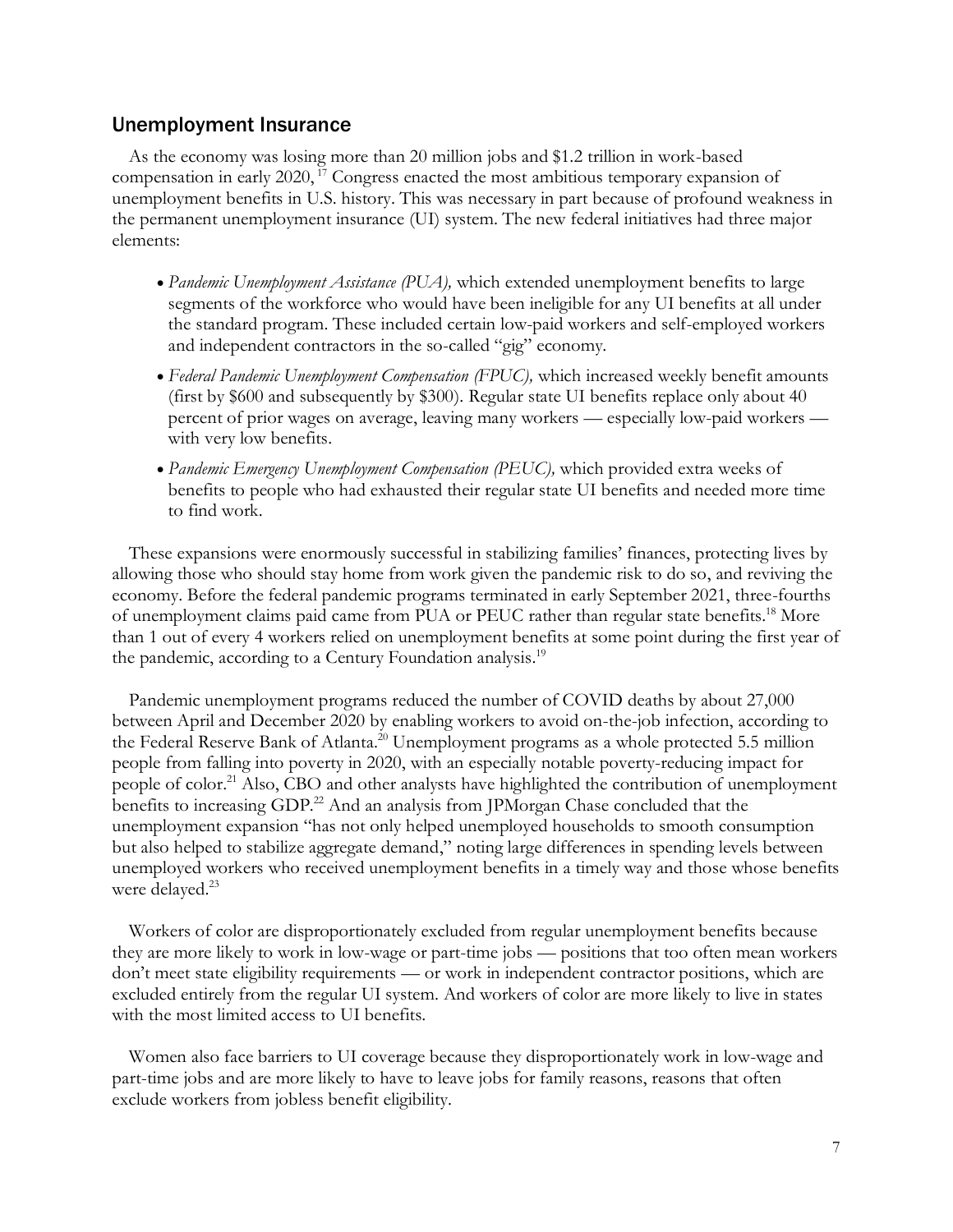## Unemployment Insurance

As the economy was losing more than 20 million jobs and $1.2 trillion in work-based compensation in early 2020,[17] Congress enacted the most ambitious temporary expansion of unemployment benefits in U.S. history. This was necessary in part because of profound weakness in the permanent unemployment insurance (UI) system. The new federal initiatives had three major elements:

- *Pandemic Unemployment Assistance (PUA),* which extended unemployment benefits to large segments of the workforce who would have been ineligible for any UI benefits at all under the standard program. These included certain low-paid workers and self-employed workers and independent contractors in the so-called "gig" economy.
- *Federal Pandemic Unemployment Compensation (FPUC),* which increased weekly benefit amounts (first by $600 and subsequently by $300). Regular state UI benefits replace only about 40 percent of prior wages on average, leaving many workers — especially low-paid workers — with very low benefits.
- *Pandemic Emergency Unemployment Compensation (PEUC),* which provided extra weeks of benefits to people who had exhausted their regular state UI benefits and needed more time to find work.

These expansions were enormously successful in stabilizing families' finances, protecting lives by allowing those who should stay home from work given the pandemic risk to do so, and reviving the economy. Before the federal pandemic programs terminated in early September 2021, three-fourths of unemployment claims paid came from PUA or PEUC rather than regular state benefits.[18] More than 1 out of every 4 workers relied on unemployment benefits at some point during the first year of the pandemic, according to a Century Foundation analysis.[19]

Pandemic unemployment programs reduced the number of COVID deaths by about 27,000 between April and December 2020 by enabling workers to avoid on-the-job infection, according to the Federal Reserve Bank of Atlanta.[20] Unemployment programs as a whole protected 5.5 million people from falling into poverty in 2020, with an especially notable poverty-reducing impact for people of color.[21] Also, CBO and other analysts have highlighted the contribution of unemployment benefits to increasing GDP.[22] And an analysis from JPMorgan Chase concluded that the unemployment expansion "has not only helped unemployed households to smooth consumption but also helped to stabilize aggregate demand," noting large differences in spending levels between unemployed workers who received unemployment benefits in a timely way and those whose benefits were delayed.[23]

Workers of color are disproportionately excluded from regular unemployment benefits because they are more likely to work in low-wage or part-time jobs — positions that too often mean workers don't meet state eligibility requirements — or work in independent contractor positions, which are excluded entirely from the regular UI system. And workers of color are more likely to live in states with the most limited access to UI benefits.

Women also face barriers to UI coverage because they disproportionately work in low-wage and part-time jobs and are more likely to have to leave jobs for family reasons, reasons that often exclude workers from jobless benefit eligibility.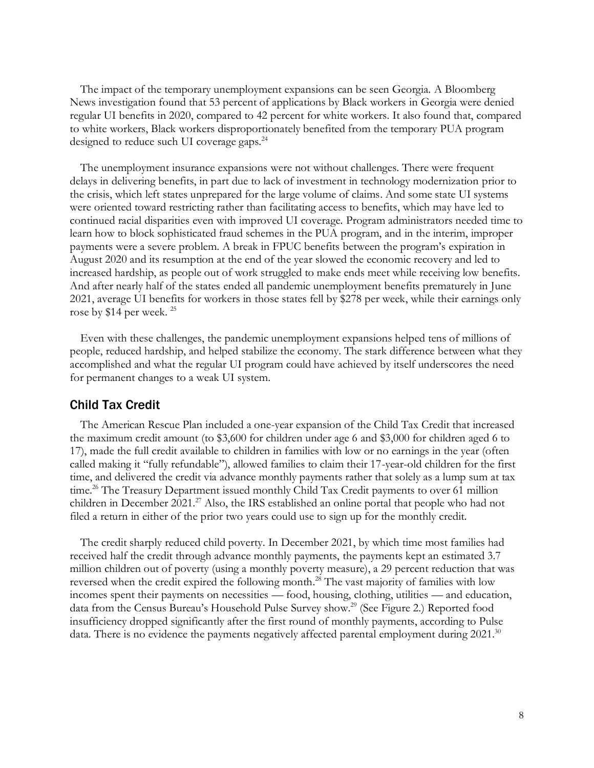The impact of the temporary unemployment expansions can be seen Georgia. A Bloomberg News investigation found that 53 percent of applications by Black workers in Georgia were denied regular UI benefits in 2020, compared to 42 percent for white workers. It also found that, compared to white workers, Black workers disproportionately benefited from the temporary PUA program designed to reduce such UI coverage gaps.[24]

The unemployment insurance expansions were not without challenges. There were frequent delays in delivering benefits, in part due to lack of investment in technology modernization prior to the crisis, which left states unprepared for the large volume of claims. And some state UI systems were oriented toward restricting rather than facilitating access to benefits, which may have led to continued racial disparities even with improved UI coverage. Program administrators needed time to learn how to block sophisticated fraud schemes in the PUA program, and in the interim, improper payments were a severe problem. A break in FPUC benefits between the program's expiration in August 2020 and its resumption at the end of the year slowed the economic recovery and led to increased hardship, as people out of work struggled to make ends meet while receiving low benefits. And after nearly half of the states ended all pandemic unemployment benefits prematurely in June 2021, average UI benefits for workers in those states fell by $278 per week, while their earnings only rose by $14 per week. [25]

Even with these challenges, the pandemic unemployment expansions helped tens of millions of people, reduced hardship, and helped stabilize the economy. The stark difference between what they accomplished and what the regular UI program could have achieved by itself underscores the need for permanent changes to a weak UI system.

## Child Tax Credit

The American Rescue Plan included a one-year expansion of the Child Tax Credit that increased the maximum credit amount (to $3,600 for children under age 6 and $3,000 for children aged 6 to 17), made the full credit available to children in families with low or no earnings in the year (often called making it "fully refundable"), allowed families to claim their 17-year-old children for the first time, and delivered the credit via advance monthly payments rather that solely as a lump sum at tax time.[26] The Treasury Department issued monthly Child Tax Credit payments to over 61 million children in December 2021.[27] Also, the IRS established an online portal that people who had not filed a return in either of the prior two years could use to sign up for the monthly credit.

The credit sharply reduced child poverty. In December 2021, by which time most families had received half the credit through advance monthly payments, the payments kept an estimated 3.7 million children out of poverty (using a monthly poverty measure), a 29 percent reduction that was reversed when the credit expired the following month.[28] The vast majority of families with low incomes spent their payments on necessities — food, housing, clothing, utilities — and education, data from the Census Bureau's Household Pulse Survey show.[29] (See Figure 2.) Reported food insufficiency dropped significantly after the first round of monthly payments, according to Pulse data. There is no evidence the payments negatively affected parental employment during 2021.[30]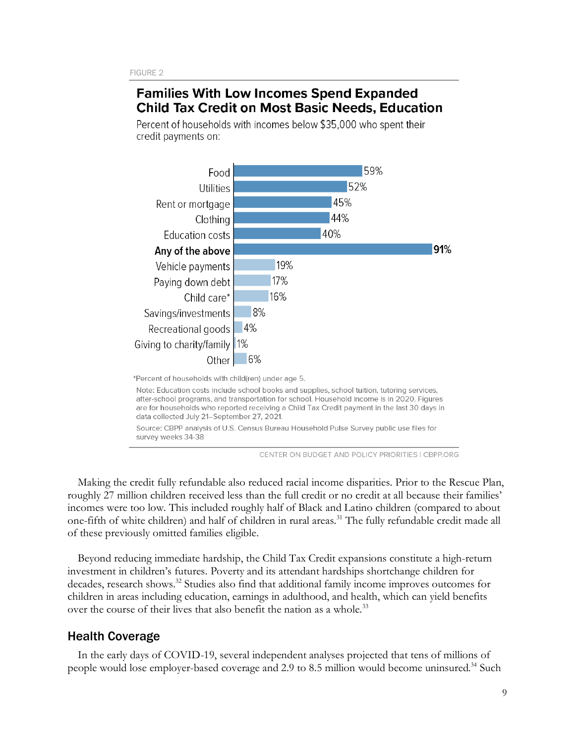FIGURE 2

## Families With Low Incomes Spend Expanded Child Tax Credit on Most Basic Needs, Education

Percent of households with incomes below $35,000 who spent their credit payments on:

| Category | Percent |
| --- | --- |
| Food | 59% |
| Utilities | 52% |
| Rent or mortgage | 45% |
| Clothing | 44% |
| Education costs | 40% |
| **Any of the above** | **91%** |
| Vehicle payments | 19% |
| Paying down debt | 17% |
| Child care* | 16% |
| Savings/investments | 8% |
| Recreational goods | 4% |
| Giving to charity/family | 1% |
| Other | 6% |

*Percent of households with child(ren) under age 5.

Note: Education costs include school books and supplies, school tuition, tutoring services, after-school programs, and transportation for school. Household income is in 2020. Figures are for households who reported receiving a Child Tax Credit payment in the last 30 days in data collected July 21–September 27, 2021.

Source: CBPP analysis of U.S. Census Bureau Household Pulse Survey public use files for survey weeks 34-38

CENTER ON BUDGET AND POLICY PRIORITIES | CBPP.ORG

Making the credit fully refundable also reduced racial income disparities. Prior to the Rescue Plan, roughly 27 million children received less than the full credit or no credit at all because their families' incomes were too low. This included roughly half of Black and Latino children (compared to about one-fifth of white children) and half of children in rural areas.[31] The fully refundable credit made all of these previously omitted families eligible.

Beyond reducing immediate hardship, the Child Tax Credit expansions constitute a high-return investment in children's futures. Poverty and its attendant hardships shortchange children for decades, research shows.[32] Studies also find that additional family income improves outcomes for children in areas including education, earnings in adulthood, and health, which can yield benefits over the course of their lives that also benefit the nation as a whole.[33]

## Health Coverage

In the early days of COVID-19, several independent analyses projected that tens of millions of people would lose employer-based coverage and 2.9 to 8.5 million would become uninsured.[34] Such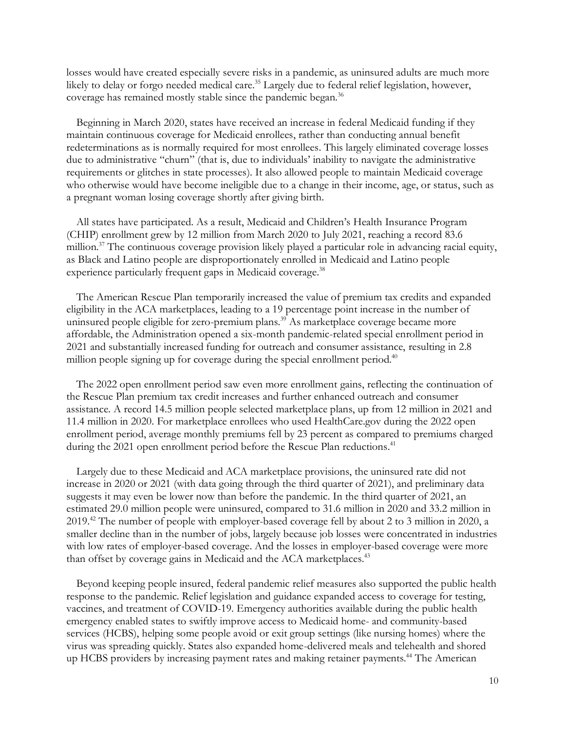losses would have created especially severe risks in a pandemic, as uninsured adults are much more likely to delay or forgo needed medical care.[35] Largely due to federal relief legislation, however, coverage has remained mostly stable since the pandemic began.[36]

Beginning in March 2020, states have received an increase in federal Medicaid funding if they maintain continuous coverage for Medicaid enrollees, rather than conducting annual benefit redeterminations as is normally required for most enrollees. This largely eliminated coverage losses due to administrative "churn" (that is, due to individuals' inability to navigate the administrative requirements or glitches in state processes). It also allowed people to maintain Medicaid coverage who otherwise would have become ineligible due to a change in their income, age, or status, such as a pregnant woman losing coverage shortly after giving birth.

All states have participated. As a result, Medicaid and Children's Health Insurance Program (CHIP) enrollment grew by 12 million from March 2020 to July 2021, reaching a record 83.6 million.[37] The continuous coverage provision likely played a particular role in advancing racial equity, as Black and Latino people are disproportionately enrolled in Medicaid and Latino people experience particularly frequent gaps in Medicaid coverage.[38]

The American Rescue Plan temporarily increased the value of premium tax credits and expanded eligibility in the ACA marketplaces, leading to a 19 percentage point increase in the number of uninsured people eligible for zero-premium plans.[39] As marketplace coverage became more affordable, the Administration opened a six-month pandemic-related special enrollment period in 2021 and substantially increased funding for outreach and consumer assistance, resulting in 2.8 million people signing up for coverage during the special enrollment period.[40]

The 2022 open enrollment period saw even more enrollment gains, reflecting the continuation of the Rescue Plan premium tax credit increases and further enhanced outreach and consumer assistance. A record 14.5 million people selected marketplace plans, up from 12 million in 2021 and 11.4 million in 2020. For marketplace enrollees who used HealthCare.gov during the 2022 open enrollment period, average monthly premiums fell by 23 percent as compared to premiums charged during the 2021 open enrollment period before the Rescue Plan reductions.[41]

Largely due to these Medicaid and ACA marketplace provisions, the uninsured rate did not increase in 2020 or 2021 (with data going through the third quarter of 2021), and preliminary data suggests it may even be lower now than before the pandemic. In the third quarter of 2021, an estimated 29.0 million people were uninsured, compared to 31.6 million in 2020 and 33.2 million in 2019.[42] The number of people with employer-based coverage fell by about 2 to 3 million in 2020, a smaller decline than in the number of jobs, largely because job losses were concentrated in industries with low rates of employer-based coverage. And the losses in employer-based coverage were more than offset by coverage gains in Medicaid and the ACA marketplaces.[43]

Beyond keeping people insured, federal pandemic relief measures also supported the public health response to the pandemic. Relief legislation and guidance expanded access to coverage for testing, vaccines, and treatment of COVID-19. Emergency authorities available during the public health emergency enabled states to swiftly improve access to Medicaid home- and community-based services (HCBS), helping some people avoid or exit group settings (like nursing homes) where the virus was spreading quickly. States also expanded home-delivered meals and telehealth and shored up HCBS providers by increasing payment rates and making retainer payments.[44] The American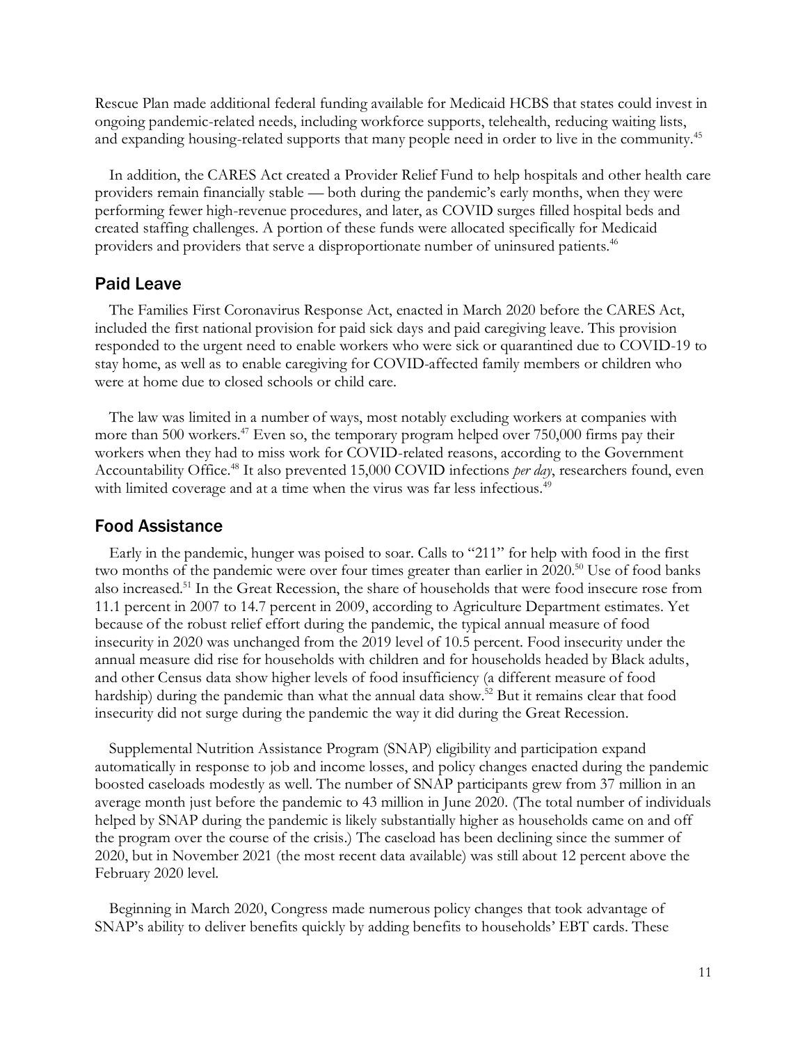Rescue Plan made additional federal funding available for Medicaid HCBS that states could invest in ongoing pandemic-related needs, including workforce supports, telehealth, reducing waiting lists, and expanding housing-related supports that many people need in order to live in the community.[45]

In addition, the CARES Act created a Provider Relief Fund to help hospitals and other health care providers remain financially stable — both during the pandemic's early months, when they were performing fewer high-revenue procedures, and later, as COVID surges filled hospital beds and created staffing challenges. A portion of these funds were allocated specifically for Medicaid providers and providers that serve a disproportionate number of uninsured patients.[46]

## Paid Leave

The Families First Coronavirus Response Act, enacted in March 2020 before the CARES Act, included the first national provision for paid sick days and paid caregiving leave. This provision responded to the urgent need to enable workers who were sick or quarantined due to COVID-19 to stay home, as well as to enable caregiving for COVID-affected family members or children who were at home due to closed schools or child care.

The law was limited in a number of ways, most notably excluding workers at companies with more than 500 workers.[47] Even so, the temporary program helped over 750,000 firms pay their workers when they had to miss work for COVID-related reasons, according to the Government Accountability Office.[48] It also prevented 15,000 COVID infections *per day*, researchers found, even with limited coverage and at a time when the virus was far less infectious.[49]

## Food Assistance

Early in the pandemic, hunger was poised to soar. Calls to "211" for help with food in the first two months of the pandemic were over four times greater than earlier in 2020.[50] Use of food banks also increased.[51] In the Great Recession, the share of households that were food insecure rose from 11.1 percent in 2007 to 14.7 percent in 2009, according to Agriculture Department estimates. Yet because of the robust relief effort during the pandemic, the typical annual measure of food insecurity in 2020 was unchanged from the 2019 level of 10.5 percent. Food insecurity under the annual measure did rise for households with children and for households headed by Black adults, and other Census data show higher levels of food insufficiency (a different measure of food hardship) during the pandemic than what the annual data show.[52] But it remains clear that food insecurity did not surge during the pandemic the way it did during the Great Recession.

Supplemental Nutrition Assistance Program (SNAP) eligibility and participation expand automatically in response to job and income losses, and policy changes enacted during the pandemic boosted caseloads modestly as well. The number of SNAP participants grew from 37 million in an average month just before the pandemic to 43 million in June 2020. (The total number of individuals helped by SNAP during the pandemic is likely substantially higher as households came on and off the program over the course of the crisis.) The caseload has been declining since the summer of 2020, but in November 2021 (the most recent data available) was still about 12 percent above the February 2020 level.

Beginning in March 2020, Congress made numerous policy changes that took advantage of SNAP's ability to deliver benefits quickly by adding benefits to households' EBT cards. These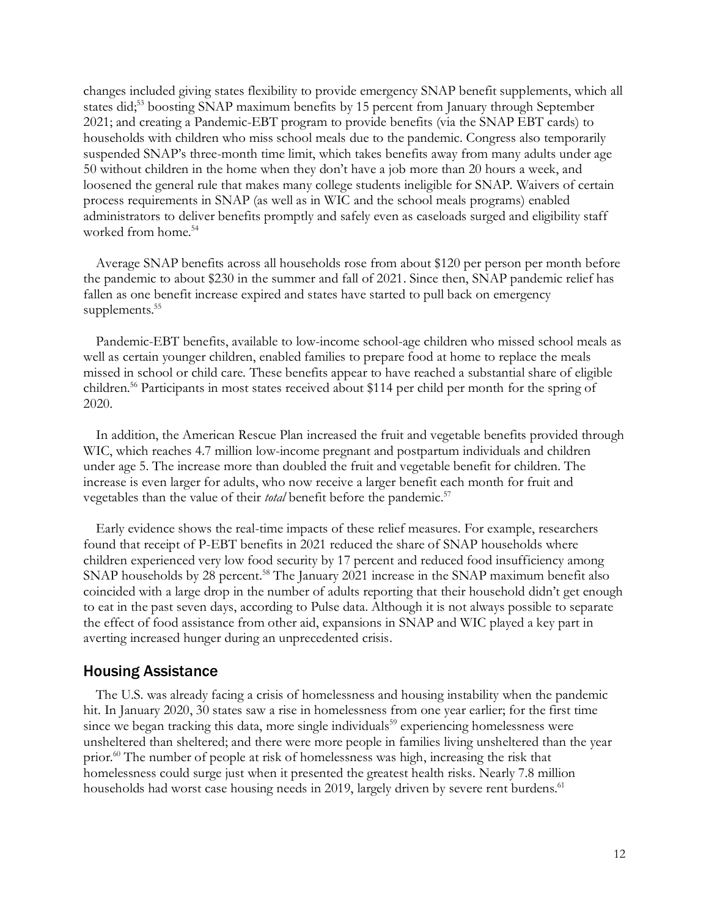changes included giving states flexibility to provide emergency SNAP benefit supplements, which all states did;[53] boosting SNAP maximum benefits by 15 percent from January through September 2021; and creating a Pandemic-EBT program to provide benefits (via the SNAP EBT cards) to households with children who miss school meals due to the pandemic. Congress also temporarily suspended SNAP's three-month time limit, which takes benefits away from many adults under age 50 without children in the home when they don't have a job more than 20 hours a week, and loosened the general rule that makes many college students ineligible for SNAP. Waivers of certain process requirements in SNAP (as well as in WIC and the school meals programs) enabled administrators to deliver benefits promptly and safely even as caseloads surged and eligibility staff worked from home.[54]

Average SNAP benefits across all households rose from about $120 per person per month before the pandemic to about $230 in the summer and fall of 2021. Since then, SNAP pandemic relief has fallen as one benefit increase expired and states have started to pull back on emergency supplements.[55]

Pandemic-EBT benefits, available to low-income school-age children who missed school meals as well as certain younger children, enabled families to prepare food at home to replace the meals missed in school or child care. These benefits appear to have reached a substantial share of eligible children.[56] Participants in most states received about $114 per child per month for the spring of 2020.

In addition, the American Rescue Plan increased the fruit and vegetable benefits provided through WIC, which reaches 4.7 million low-income pregnant and postpartum individuals and children under age 5. The increase more than doubled the fruit and vegetable benefit for children. The increase is even larger for adults, who now receive a larger benefit each month for fruit and vegetables than the value of their *total* benefit before the pandemic.[57]

Early evidence shows the real-time impacts of these relief measures. For example, researchers found that receipt of P-EBT benefits in 2021 reduced the share of SNAP households where children experienced very low food security by 17 percent and reduced food insufficiency among SNAP households by 28 percent.[58] The January 2021 increase in the SNAP maximum benefit also coincided with a large drop in the number of adults reporting that their household didn't get enough to eat in the past seven days, according to Pulse data. Although it is not always possible to separate the effect of food assistance from other aid, expansions in SNAP and WIC played a key part in averting increased hunger during an unprecedented crisis.

## Housing Assistance

The U.S. was already facing a crisis of homelessness and housing instability when the pandemic hit. In January 2020, 30 states saw a rise in homelessness from one year earlier; for the first time since we began tracking this data, more single individuals[59] experiencing homelessness were unsheltered than sheltered; and there were more people in families living unsheltered than the year prior.[60] The number of people at risk of homelessness was high, increasing the risk that homelessness could surge just when it presented the greatest health risks. Nearly 7.8 million households had worst case housing needs in 2019, largely driven by severe rent burdens.[61]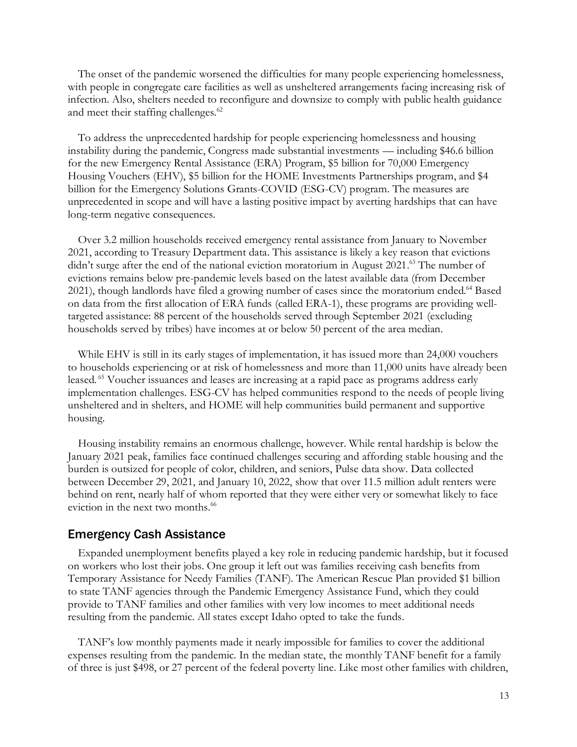The onset of the pandemic worsened the difficulties for many people experiencing homelessness, with people in congregate care facilities as well as unsheltered arrangements facing increasing risk of infection. Also, shelters needed to reconfigure and downsize to comply with public health guidance and meet their staffing challenges.[62]

To address the unprecedented hardship for people experiencing homelessness and housing instability during the pandemic, Congress made substantial investments — including $46.6 billion for the new Emergency Rental Assistance (ERA) Program, $5 billion for 70,000 Emergency Housing Vouchers (EHV), $5 billion for the HOME Investments Partnerships program, and $4 billion for the Emergency Solutions Grants-COVID (ESG-CV) program. The measures are unprecedented in scope and will have a lasting positive impact by averting hardships that can have long-term negative consequences.

Over 3.2 million households received emergency rental assistance from January to November 2021, according to Treasury Department data. This assistance is likely a key reason that evictions didn't surge after the end of the national eviction moratorium in August 2021.[63] The number of evictions remains below pre-pandemic levels based on the latest available data (from December 2021), though landlords have filed a growing number of cases since the moratorium ended.[64] Based on data from the first allocation of ERA funds (called ERA-1), these programs are providing well-targeted assistance: 88 percent of the households served through September 2021 (excluding households served by tribes) have incomes at or below 50 percent of the area median.

While EHV is still in its early stages of implementation, it has issued more than 24,000 vouchers to households experiencing or at risk of homelessness and more than 11,000 units have already been leased.[65] Voucher issuances and leases are increasing at a rapid pace as programs address early implementation challenges. ESG-CV has helped communities respond to the needs of people living unsheltered and in shelters, and HOME will help communities build permanent and supportive housing.

Housing instability remains an enormous challenge, however. While rental hardship is below the January 2021 peak, families face continued challenges securing and affording stable housing and the burden is outsized for people of color, children, and seniors, Pulse data show. Data collected between December 29, 2021, and January 10, 2022, show that over 11.5 million adult renters were behind on rent, nearly half of whom reported that they were either very or somewhat likely to face eviction in the next two months.[66]

## Emergency Cash Assistance

Expanded unemployment benefits played a key role in reducing pandemic hardship, but it focused on workers who lost their jobs. One group it left out was families receiving cash benefits from Temporary Assistance for Needy Families (TANF). The American Rescue Plan provided $1 billion to state TANF agencies through the Pandemic Emergency Assistance Fund, which they could provide to TANF families and other families with very low incomes to meet additional needs resulting from the pandemic. All states except Idaho opted to take the funds.

TANF's low monthly payments made it nearly impossible for families to cover the additional expenses resulting from the pandemic. In the median state, the monthly TANF benefit for a family of three is just $498, or 27 percent of the federal poverty line. Like most other families with children,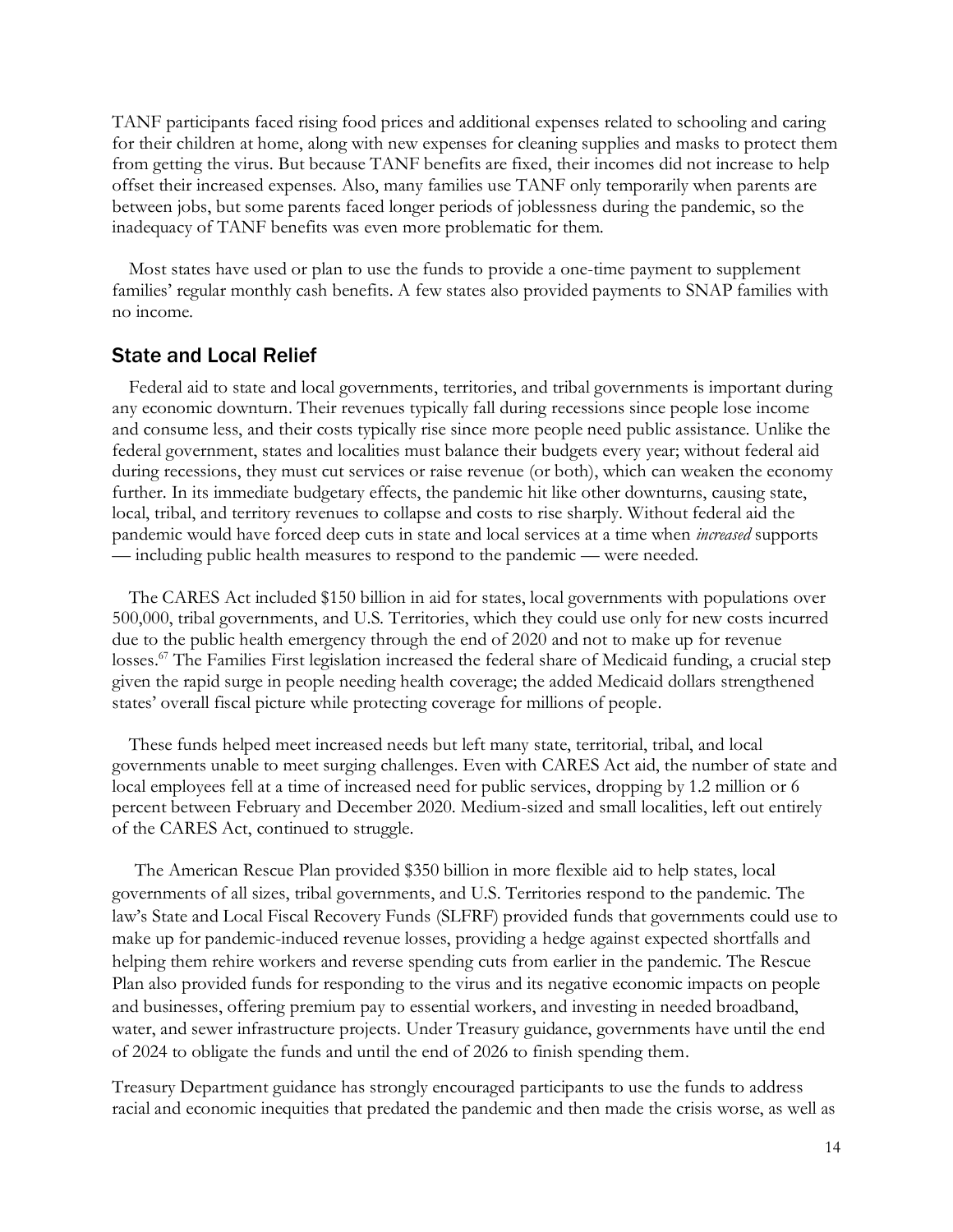TANF participants faced rising food prices and additional expenses related to schooling and caring for their children at home, along with new expenses for cleaning supplies and masks to protect them from getting the virus. But because TANF benefits are fixed, their incomes did not increase to help offset their increased expenses. Also, many families use TANF only temporarily when parents are between jobs, but some parents faced longer periods of joblessness during the pandemic, so the inadequacy of TANF benefits was even more problematic for them.

Most states have used or plan to use the funds to provide a one-time payment to supplement families' regular monthly cash benefits. A few states also provided payments to SNAP families with no income.

## State and Local Relief

Federal aid to state and local governments, territories, and tribal governments is important during any economic downturn. Their revenues typically fall during recessions since people lose income and consume less, and their costs typically rise since more people need public assistance. Unlike the federal government, states and localities must balance their budgets every year; without federal aid during recessions, they must cut services or raise revenue (or both), which can weaken the economy further. In its immediate budgetary effects, the pandemic hit like other downturns, causing state, local, tribal, and territory revenues to collapse and costs to rise sharply. Without federal aid the pandemic would have forced deep cuts in state and local services at a time when *increased* supports — including public health measures to respond to the pandemic — were needed.

The CARES Act included $150 billion in aid for states, local governments with populations over 500,000, tribal governments, and U.S. Territories, which they could use only for new costs incurred due to the public health emergency through the end of 2020 and not to make up for revenue losses.[67] The Families First legislation increased the federal share of Medicaid funding, a crucial step given the rapid surge in people needing health coverage; the added Medicaid dollars strengthened states' overall fiscal picture while protecting coverage for millions of people.

These funds helped meet increased needs but left many state, territorial, tribal, and local governments unable to meet surging challenges. Even with CARES Act aid, the number of state and local employees fell at a time of increased need for public services, dropping by 1.2 million or 6 percent between February and December 2020. Medium-sized and small localities, left out entirely of the CARES Act, continued to struggle.

The American Rescue Plan provided $350 billion in more flexible aid to help states, local governments of all sizes, tribal governments, and U.S. Territories respond to the pandemic. The law's State and Local Fiscal Recovery Funds (SLFRF) provided funds that governments could use to make up for pandemic-induced revenue losses, providing a hedge against expected shortfalls and helping them rehire workers and reverse spending cuts from earlier in the pandemic. The Rescue Plan also provided funds for responding to the virus and its negative economic impacts on people and businesses, offering premium pay to essential workers, and investing in needed broadband, water, and sewer infrastructure projects. Under Treasury guidance, governments have until the end of 2024 to obligate the funds and until the end of 2026 to finish spending them.

Treasury Department guidance has strongly encouraged participants to use the funds to address racial and economic inequities that predated the pandemic and then made the crisis worse, as well as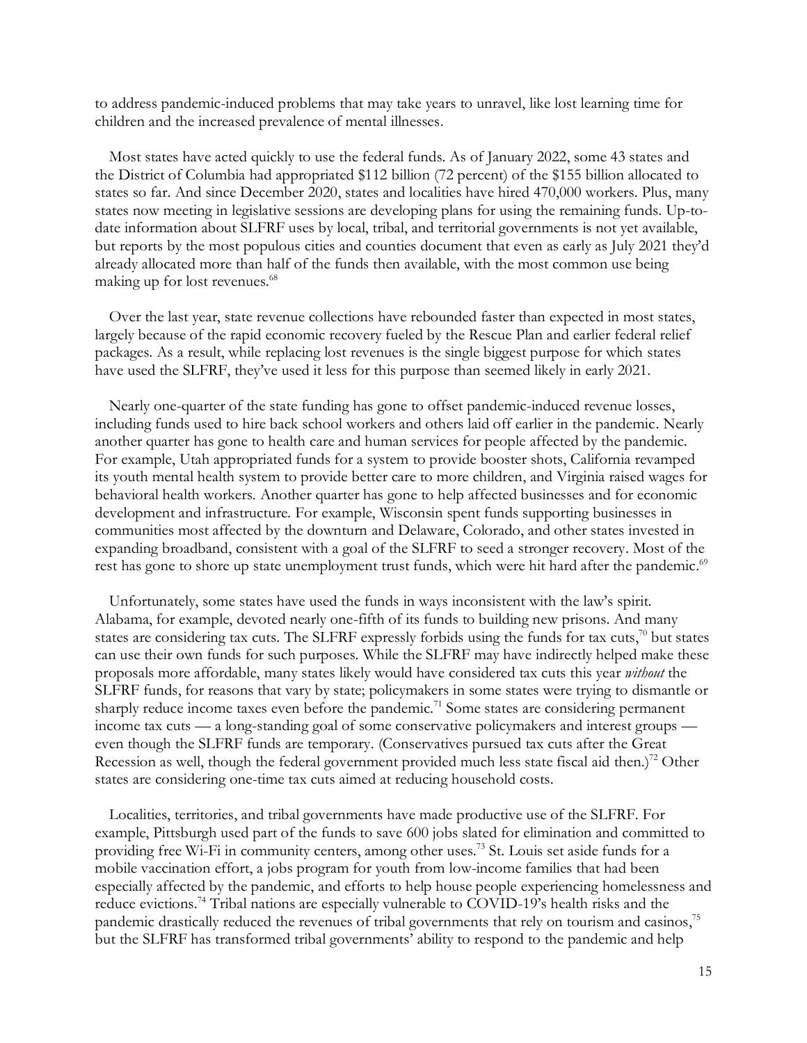to address pandemic-induced problems that may take years to unravel, like lost learning time for children and the increased prevalence of mental illnesses.

Most states have acted quickly to use the federal funds. As of January 2022, some 43 states and the District of Columbia had appropriated $112 billion (72 percent) of the $155 billion allocated to states so far. And since December 2020, states and localities have hired 470,000 workers. Plus, many states now meeting in legislative sessions are developing plans for using the remaining funds. Up-to-date information about SLFRF uses by local, tribal, and territorial governments is not yet available, but reports by the most populous cities and counties document that even as early as July 2021 they'd already allocated more than half of the funds then available, with the most common use being making up for lost revenues.[68]

Over the last year, state revenue collections have rebounded faster than expected in most states, largely because of the rapid economic recovery fueled by the Rescue Plan and earlier federal relief packages. As a result, while replacing lost revenues is the single biggest purpose for which states have used the SLFRF, they've used it less for this purpose than seemed likely in early 2021.

Nearly one-quarter of the state funding has gone to offset pandemic-induced revenue losses, including funds used to hire back school workers and others laid off earlier in the pandemic. Nearly another quarter has gone to health care and human services for people affected by the pandemic. For example, Utah appropriated funds for a system to provide booster shots, California revamped its youth mental health system to provide better care to more children, and Virginia raised wages for behavioral health workers. Another quarter has gone to help affected businesses and for economic development and infrastructure. For example, Wisconsin spent funds supporting businesses in communities most affected by the downturn and Delaware, Colorado, and other states invested in expanding broadband, consistent with a goal of the SLFRF to seed a stronger recovery. Most of the rest has gone to shore up state unemployment trust funds, which were hit hard after the pandemic.[69]

Unfortunately, some states have used the funds in ways inconsistent with the law's spirit. Alabama, for example, devoted nearly one-fifth of its funds to building new prisons. And many states are considering tax cuts. The SLFRF expressly forbids using the funds for tax cuts,[70] but states can use their own funds for such purposes. While the SLFRF may have indirectly helped make these proposals more affordable, many states likely would have considered tax cuts this year *without* the SLFRF funds, for reasons that vary by state; policymakers in some states were trying to dismantle or sharply reduce income taxes even before the pandemic.[71] Some states are considering permanent income tax cuts — a long-standing goal of some conservative policymakers and interest groups — even though the SLFRF funds are temporary. (Conservatives pursued tax cuts after the Great Recession as well, though the federal government provided much less state fiscal aid then.)[72] Other states are considering one-time tax cuts aimed at reducing household costs.

Localities, territories, and tribal governments have made productive use of the SLFRF. For example, Pittsburgh used part of the funds to save 600 jobs slated for elimination and committed to providing free Wi-Fi in community centers, among other uses.[73] St. Louis set aside funds for a mobile vaccination effort, a jobs program for youth from low-income families that had been especially affected by the pandemic, and efforts to help house people experiencing homelessness and reduce evictions.[74] Tribal nations are especially vulnerable to COVID-19's health risks and the pandemic drastically reduced the revenues of tribal governments that rely on tourism and casinos,[75] but the SLFRF has transformed tribal governments' ability to respond to the pandemic and help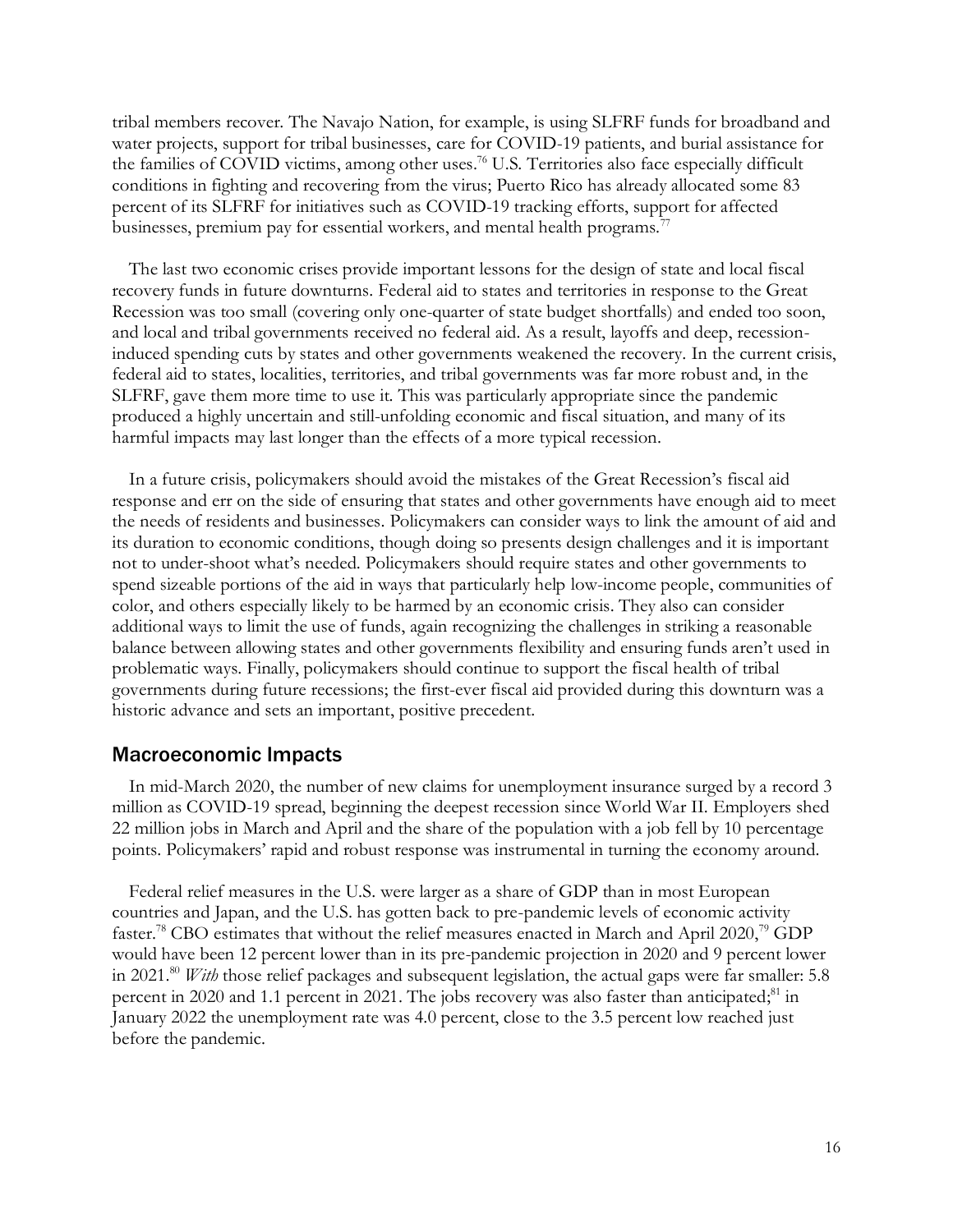tribal members recover. The Navajo Nation, for example, is using SLFRF funds for broadband and water projects, support for tribal businesses, care for COVID-19 patients, and burial assistance for the families of COVID victims, among other uses.[76] U.S. Territories also face especially difficult conditions in fighting and recovering from the virus; Puerto Rico has already allocated some 83 percent of its SLFRF for initiatives such as COVID-19 tracking efforts, support for affected businesses, premium pay for essential workers, and mental health programs.[77]

The last two economic crises provide important lessons for the design of state and local fiscal recovery funds in future downturns. Federal aid to states and territories in response to the Great Recession was too small (covering only one-quarter of state budget shortfalls) and ended too soon, and local and tribal governments received no federal aid. As a result, layoffs and deep, recession-induced spending cuts by states and other governments weakened the recovery. In the current crisis, federal aid to states, localities, territories, and tribal governments was far more robust and, in the SLFRF, gave them more time to use it. This was particularly appropriate since the pandemic produced a highly uncertain and still-unfolding economic and fiscal situation, and many of its harmful impacts may last longer than the effects of a more typical recession.

In a future crisis, policymakers should avoid the mistakes of the Great Recession's fiscal aid response and err on the side of ensuring that states and other governments have enough aid to meet the needs of residents and businesses. Policymakers can consider ways to link the amount of aid and its duration to economic conditions, though doing so presents design challenges and it is important not to under-shoot what's needed. Policymakers should require states and other governments to spend sizeable portions of the aid in ways that particularly help low-income people, communities of color, and others especially likely to be harmed by an economic crisis. They also can consider additional ways to limit the use of funds, again recognizing the challenges in striking a reasonable balance between allowing states and other governments flexibility and ensuring funds aren't used in problematic ways. Finally, policymakers should continue to support the fiscal health of tribal governments during future recessions; the first-ever fiscal aid provided during this downturn was a historic advance and sets an important, positive precedent.

## Macroeconomic Impacts

In mid-March 2020, the number of new claims for unemployment insurance surged by a record 3 million as COVID-19 spread, beginning the deepest recession since World War II. Employers shed 22 million jobs in March and April and the share of the population with a job fell by 10 percentage points. Policymakers' rapid and robust response was instrumental in turning the economy around.

Federal relief measures in the U.S. were larger as a share of GDP than in most European countries and Japan, and the U.S. has gotten back to pre-pandemic levels of economic activity faster.[78] CBO estimates that without the relief measures enacted in March and April 2020,[79] GDP would have been 12 percent lower than in its pre-pandemic projection in 2020 and 9 percent lower in 2021.[80] *With* those relief packages and subsequent legislation, the actual gaps were far smaller: 5.8 percent in 2020 and 1.1 percent in 2021. The jobs recovery was also faster than anticipated;[81] in January 2022 the unemployment rate was 4.0 percent, close to the 3.5 percent low reached just before the pandemic.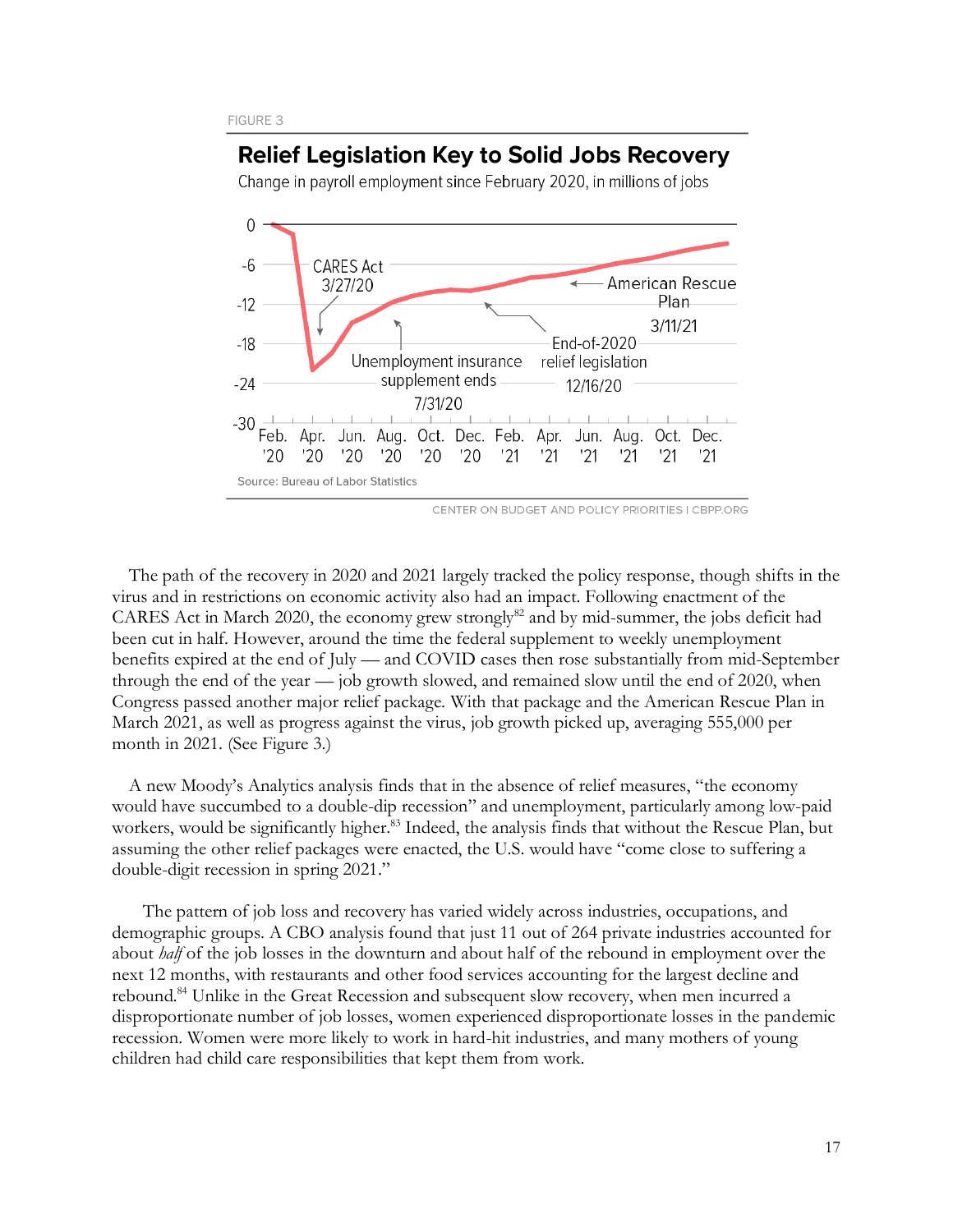FIGURE 3

**Relief Legislation Key to Solid Jobs Recovery**

Change in payroll employment since February 2020, in millions of jobs

Source: Bureau of Labor Statistics

CENTER ON BUDGET AND POLICY PRIORITIES | CBPP.ORG

The path of the recovery in 2020 and 2021 largely tracked the policy response, though shifts in the virus and in restrictions on economic activity also had an impact. Following enactment of the CARES Act in March 2020, the economy grew strongly[82] and by mid-summer, the jobs deficit had been cut in half. However, around the time the federal supplement to weekly unemployment benefits expired at the end of July — and COVID cases then rose substantially from mid-September through the end of the year — job growth slowed, and remained slow until the end of 2020, when Congress passed another major relief package. With that package and the American Rescue Plan in March 2021, as well as progress against the virus, job growth picked up, averaging 555,000 per month in 2021. (See Figure 3.)

A new Moody's Analytics analysis finds that in the absence of relief measures, "the economy would have succumbed to a double-dip recession" and unemployment, particularly among low-paid workers, would be significantly higher.[83] Indeed, the analysis finds that without the Rescue Plan, but assuming the other relief packages were enacted, the U.S. would have "come close to suffering a double-digit recession in spring 2021."

The pattern of job loss and recovery has varied widely across industries, occupations, and demographic groups. A CBO analysis found that just 11 out of 264 private industries accounted for about *half* of the job losses in the downturn and about half of the rebound in employment over the next 12 months, with restaurants and other food services accounting for the largest decline and rebound.[84] Unlike in the Great Recession and subsequent slow recovery, when men incurred a disproportionate number of job losses, women experienced disproportionate losses in the pandemic recession. Women were more likely to work in hard-hit industries, and many mothers of young children had child care responsibilities that kept them from work.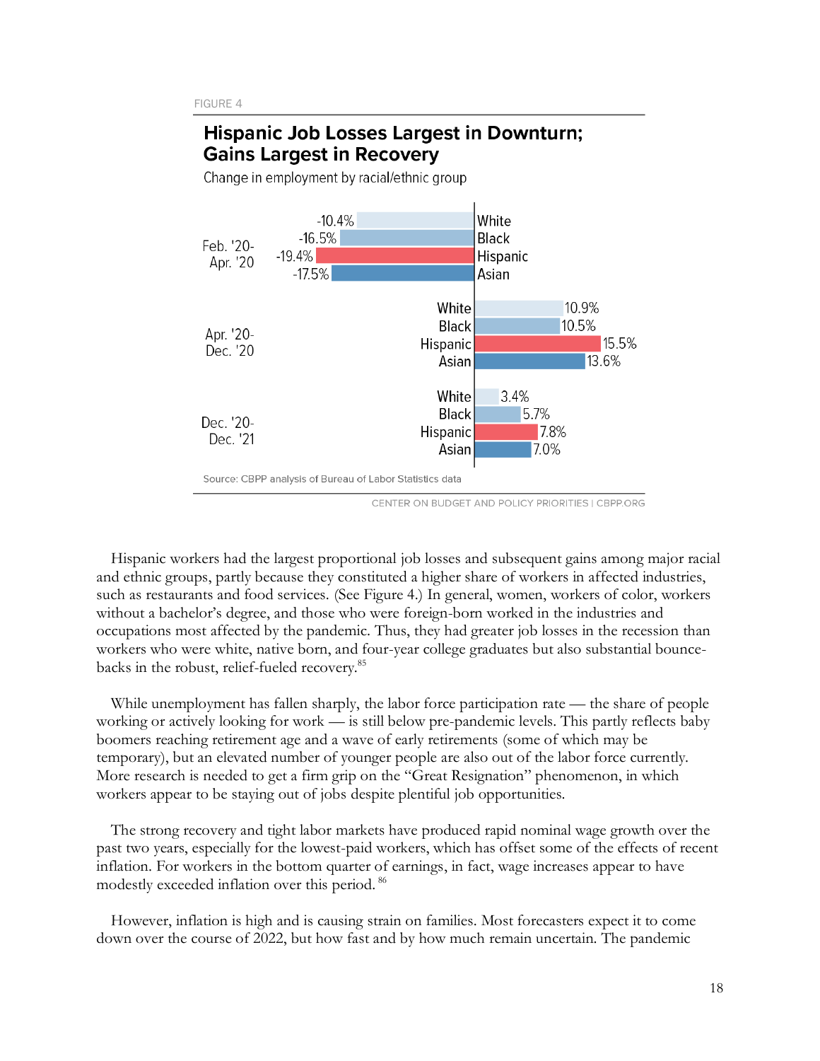FIGURE 4

**Hispanic Job Losses Largest in Downturn; Gains Largest in Recovery**

Change in employment by racial/ethnic group

| Period | White | Black | Hispanic | Asian |
|---|---|---|---|---|
| Feb. '20-Apr. '20 | -10.4% | -16.5% | -19.4% | -17.5% |
| Apr. '20-Dec. '20 | 10.9% | 10.5% | 15.5% | 13.6% |
| Dec. '20-Dec. '21 | 3.4% | 5.7% | 7.8% | 7.0% |

Source: CBPP analysis of Bureau of Labor Statistics data

CENTER ON BUDGET AND POLICY PRIORITIES | CBPP.ORG

Hispanic workers had the largest proportional job losses and subsequent gains among major racial and ethnic groups, partly because they constituted a higher share of workers in affected industries, such as restaurants and food services. (See Figure 4.) In general, women, workers of color, workers without a bachelor's degree, and those who were foreign-born worked in the industries and occupations most affected by the pandemic. Thus, they had greater job losses in the recession than workers who were white, native born, and four-year college graduates but also substantial bounce-backs in the robust, relief-fueled recovery.[85]

While unemployment has fallen sharply, the labor force participation rate — the share of people working or actively looking for work — is still below pre-pandemic levels. This partly reflects baby boomers reaching retirement age and a wave of early retirements (some of which may be temporary), but an elevated number of younger people are also out of the labor force currently. More research is needed to get a firm grip on the "Great Resignation" phenomenon, in which workers appear to be staying out of jobs despite plentiful job opportunities.

The strong recovery and tight labor markets have produced rapid nominal wage growth over the past two years, especially for the lowest-paid workers, which has offset some of the effects of recent inflation. For workers in the bottom quarter of earnings, in fact, wage increases appear to have modestly exceeded inflation over this period.[86]

However, inflation is high and is causing strain on families. Most forecasters expect it to come down over the course of 2022, but how fast and by how much remain uncertain. The pandemic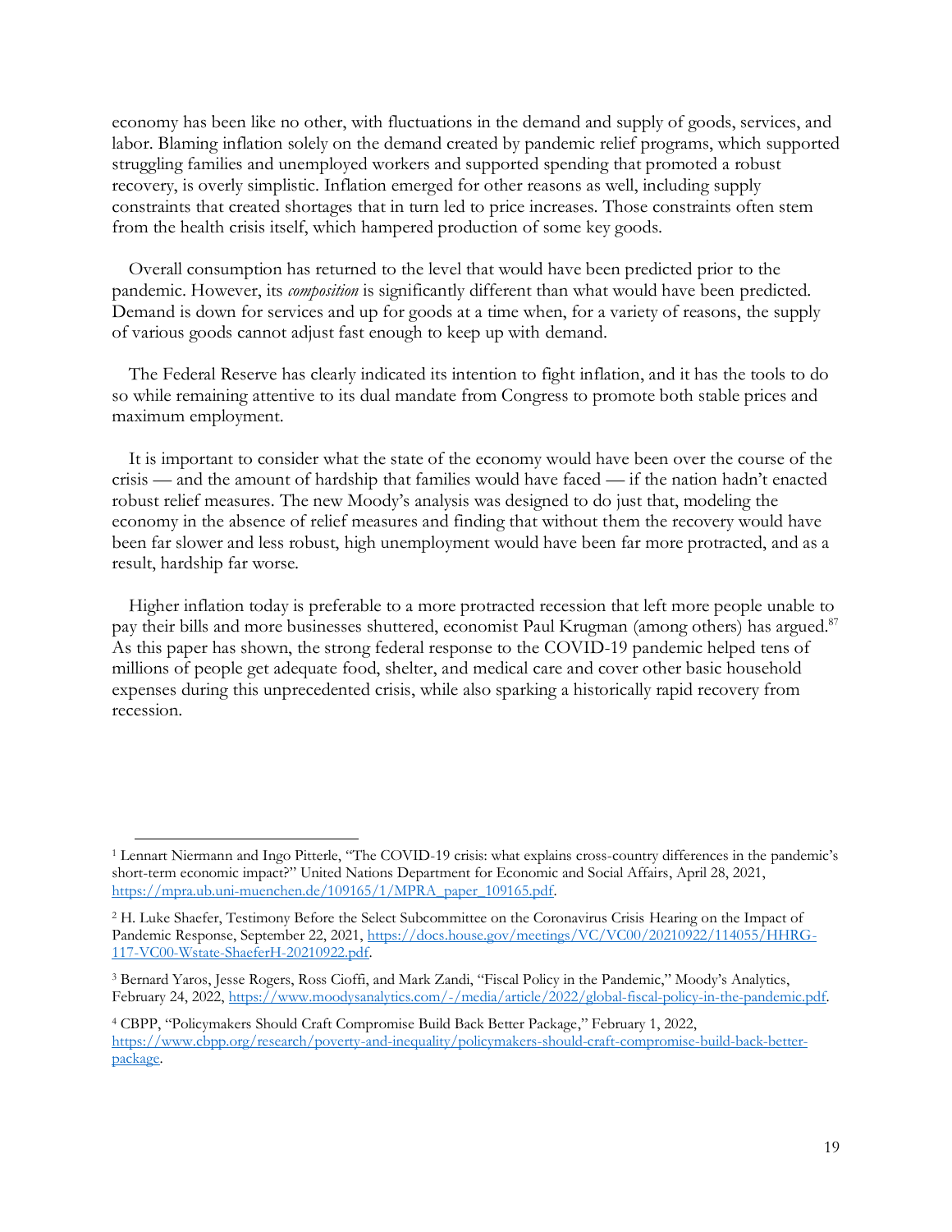economy has been like no other, with fluctuations in the demand and supply of goods, services, and labor. Blaming inflation solely on the demand created by pandemic relief programs, which supported struggling families and unemployed workers and supported spending that promoted a robust recovery, is overly simplistic. Inflation emerged for other reasons as well, including supply constraints that created shortages that in turn led to price increases. Those constraints often stem from the health crisis itself, which hampered production of some key goods.

Overall consumption has returned to the level that would have been predicted prior to the pandemic. However, its *composition* is significantly different than what would have been predicted. Demand is down for services and up for goods at a time when, for a variety of reasons, the supply of various goods cannot adjust fast enough to keep up with demand.

The Federal Reserve has clearly indicated its intention to fight inflation, and it has the tools to do so while remaining attentive to its dual mandate from Congress to promote both stable prices and maximum employment.

It is important to consider what the state of the economy would have been over the course of the crisis — and the amount of hardship that families would have faced — if the nation hadn't enacted robust relief measures. The new Moody's analysis was designed to do just that, modeling the economy in the absence of relief measures and finding that without them the recovery would have been far slower and less robust, high unemployment would have been far more protracted, and as a result, hardship far worse.

Higher inflation today is preferable to a more protracted recession that left more people unable to pay their bills and more businesses shuttered, economist Paul Krugman (among others) has argued.[87] As this paper has shown, the strong federal response to the COVID-19 pandemic helped tens of millions of people get adequate food, shelter, and medical care and cover other basic household expenses during this unprecedented crisis, while also sparking a historically rapid recovery from recession.

---

[1] Lennart Niermann and Ingo Pitterle, "The COVID-19 crisis: what explains cross-country differences in the pandemic's short-term economic impact?" United Nations Department for Economic and Social Affairs, April 28, 2021, https://mpra.ub.uni-muenchen.de/109165/1/MPRA_paper_109165.pdf.

[2] H. Luke Shaefer, Testimony Before the Select Subcommittee on the Coronavirus Crisis Hearing on the Impact of Pandemic Response, September 22, 2021, https://docs.house.gov/meetings/VC/VC00/20210922/114055/HHRG-117-VC00-Wstate-ShaeferH-20210922.pdf.

[3] Bernard Yaros, Jesse Rogers, Ross Cioffi, and Mark Zandi, "Fiscal Policy in the Pandemic," Moody's Analytics, February 24, 2022, https://www.moodysanalytics.com/-/media/article/2022/global-fiscal-policy-in-the-pandemic.pdf.

[4] CBPP, "Policymakers Should Craft Compromise Build Back Better Package," February 1, 2022, https://www.cbpp.org/research/poverty-and-inequality/policymakers-should-craft-compromise-build-back-better-package.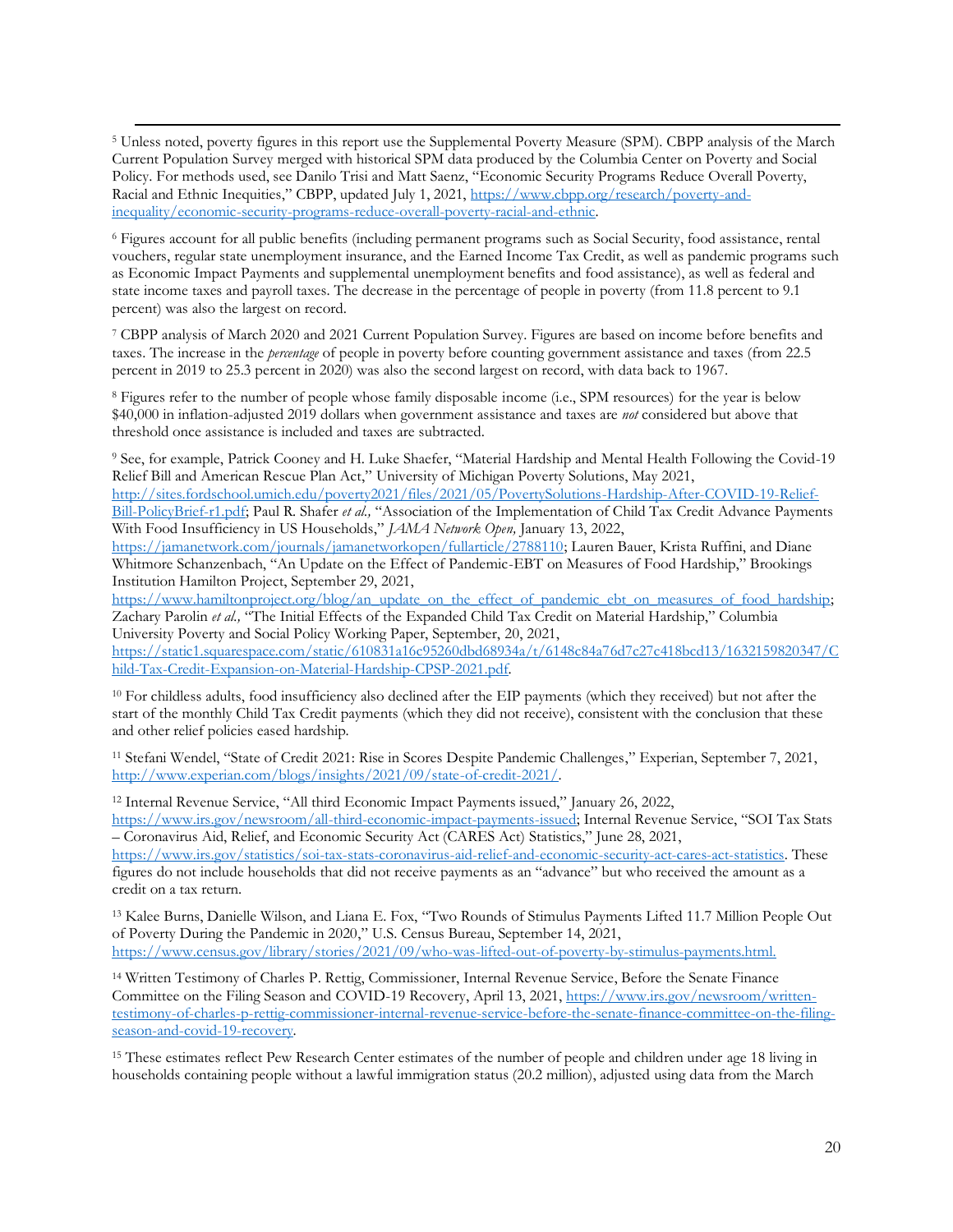[5] Unless noted, poverty figures in this report use the Supplemental Poverty Measure (SPM). CBPP analysis of the March Current Population Survey merged with historical SPM data produced by the Columbia Center on Poverty and Social Policy. For methods used, see Danilo Trisi and Matt Saenz, "Economic Security Programs Reduce Overall Poverty, Racial and Ethnic Inequities," CBPP, updated July 1, 2021, https://www.cbpp.org/research/poverty-and-inequality/economic-security-programs-reduce-overall-poverty-racial-and-ethnic.

[6] Figures account for all public benefits (including permanent programs such as Social Security, food assistance, rental vouchers, regular state unemployment insurance, and the Earned Income Tax Credit, as well as pandemic programs such as Economic Impact Payments and supplemental unemployment benefits and food assistance), as well as federal and state income taxes and payroll taxes. The decrease in the percentage of people in poverty (from 11.8 percent to 9.1 percent) was also the largest on record.

[7] CBPP analysis of March 2020 and 2021 Current Population Survey. Figures are based on income before benefits and taxes. The increase in the *percentage* of people in poverty before counting government assistance and taxes (from 22.5 percent in 2019 to 25.3 percent in 2020) was also the second largest on record, with data back to 1967.

[8] Figures refer to the number of people whose family disposable income (i.e., SPM resources) for the year is below $40,000 in inflation-adjusted 2019 dollars when government assistance and taxes are *not* considered but above that threshold once assistance is included and taxes are subtracted.

[9] See, for example, Patrick Cooney and H. Luke Shaefer, "Material Hardship and Mental Health Following the Covid-19 Relief Bill and American Rescue Plan Act," University of Michigan Poverty Solutions, May 2021, http://sites.fordschool.umich.edu/poverty2021/files/2021/05/PovertySolutions-Hardship-After-COVID-19-Relief-Bill-PolicyBrief-r1.pdf; Paul R. Shafer *et al.,* "Association of the Implementation of Child Tax Credit Advance Payments With Food Insufficiency in US Households," *JAMA Network Open,* January 13, 2022, https://jamanetwork.com/journals/jamanetworkopen/fullarticle/2788110; Lauren Bauer, Krista Ruffini, and Diane Whitmore Schanzenbach, "An Update on the Effect of Pandemic-EBT on Measures of Food Hardship," Brookings Institution Hamilton Project, September 29, 2021, https://www.hamiltonproject.org/blog/an_update_on_the_effect_of_pandemic_ebt_on_measures_of_food_hardship; Zachary Parolin *et al.,* "The Initial Effects of the Expanded Child Tax Credit on Material Hardship," Columbia University Poverty and Social Policy Working Paper, September, 20, 2021, https://static1.squarespace.com/static/610831a16c95260dbd68934a/t/6148c84a76d7c27c418bcd13/1632159820347/Child-Tax-Credit-Expansion-on-Material-Hardship-CPSP-2021.pdf.

[10] For childless adults, food insufficiency also declined after the EIP payments (which they received) but not after the start of the monthly Child Tax Credit payments (which they did not receive), consistent with the conclusion that these and other relief policies eased hardship.

[11] Stefani Wendel, "State of Credit 2021: Rise in Scores Despite Pandemic Challenges," Experian, September 7, 2021, http://www.experian.com/blogs/insights/2021/09/state-of-credit-2021/.

[12] Internal Revenue Service, "All third Economic Impact Payments issued," January 26, 2022, https://www.irs.gov/newsroom/all-third-economic-impact-payments-issued; Internal Revenue Service, "SOI Tax Stats – Coronavirus Aid, Relief, and Economic Security Act (CARES Act) Statistics," June 28, 2021, https://www.irs.gov/statistics/soi-tax-stats-coronavirus-aid-relief-and-economic-security-act-cares-act-statistics. These figures do not include households that did not receive payments as an "advance" but who received the amount as a credit on a tax return.

[13] Kalee Burns, Danielle Wilson, and Liana E. Fox, "Two Rounds of Stimulus Payments Lifted 11.7 Million People Out of Poverty During the Pandemic in 2020," U.S. Census Bureau, September 14, 2021, https://www.census.gov/library/stories/2021/09/who-was-lifted-out-of-poverty-by-stimulus-payments.html.

[14] Written Testimony of Charles P. Rettig, Commissioner, Internal Revenue Service, Before the Senate Finance Committee on the Filing Season and COVID-19 Recovery, April 13, 2021, https://www.irs.gov/newsroom/written-testimony-of-charles-p-rettig-commissioner-internal-revenue-service-before-the-senate-finance-committee-on-the-filing-season-and-covid-19-recovery.

[15] These estimates reflect Pew Research Center estimates of the number of people and children under age 18 living in households containing people without a lawful immigration status (20.2 million), adjusted using data from the March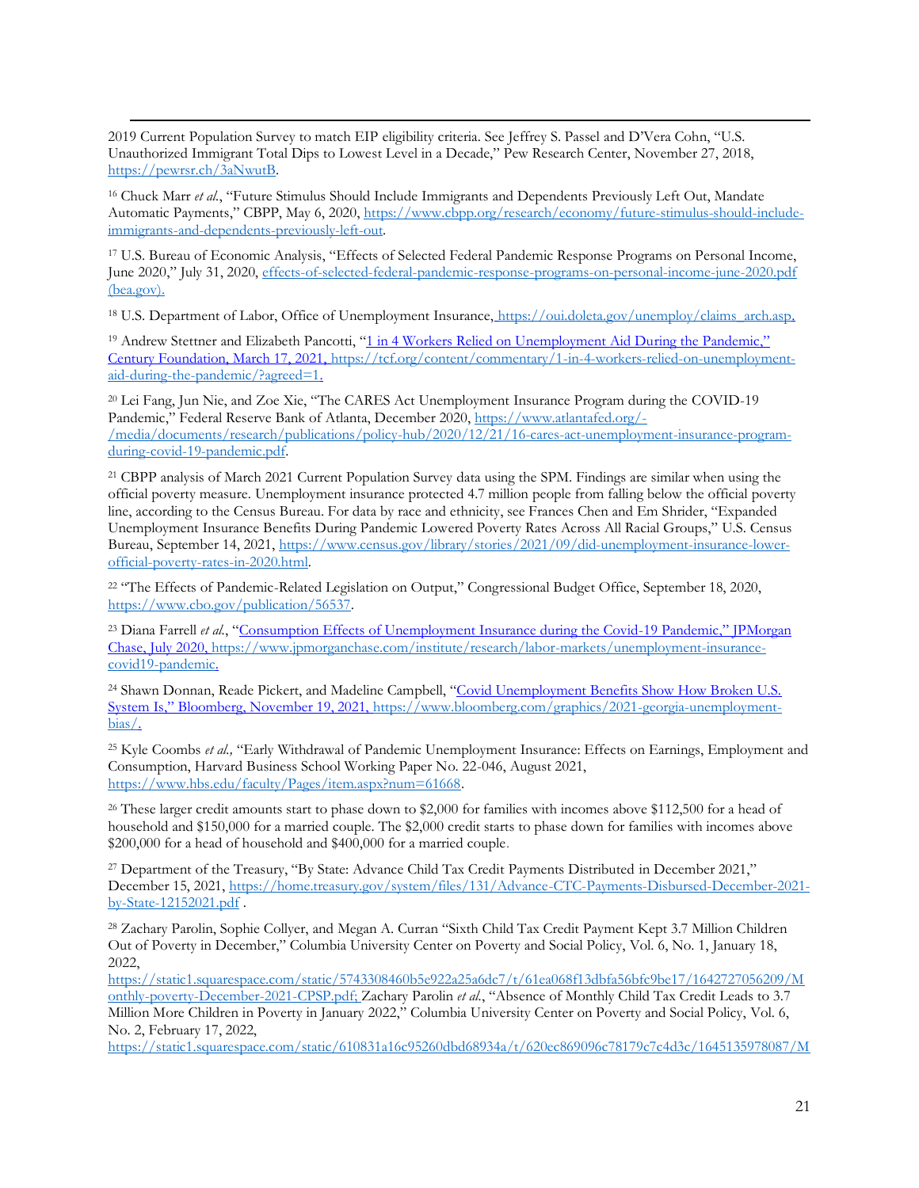2019 Current Population Survey to match EIP eligibility criteria. See Jeffrey S. Passel and D'Vera Cohn, "U.S. Unauthorized Immigrant Total Dips to Lowest Level in a Decade," Pew Research Center, November 27, 2018, https://pewrsr.ch/3aNwutB.

[16] Chuck Marr *et al.*, "Future Stimulus Should Include Immigrants and Dependents Previously Left Out, Mandate Automatic Payments," CBPP, May 6, 2020, https://www.cbpp.org/research/economy/future-stimulus-should-include-immigrants-and-dependents-previously-left-out.

[17] U.S. Bureau of Economic Analysis, "Effects of Selected Federal Pandemic Response Programs on Personal Income, June 2020," July 31, 2020, effects-of-selected-federal-pandemic-response-programs-on-personal-income-june-2020.pdf (bea.gov).

[18] U.S. Department of Labor, Office of Unemployment Insurance, https://oui.doleta.gov/unemploy/claims_arch.asp.

[19] Andrew Stettner and Elizabeth Pancotti, "1 in 4 Workers Relied on Unemployment Aid During the Pandemic," Century Foundation, March 17, 2021, https://tcf.org/content/commentary/1-in-4-workers-relied-on-unemployment-aid-during-the-pandemic/?agreed=1.

[20] Lei Fang, Jun Nie, and Zoe Xie, "The CARES Act Unemployment Insurance Program during the COVID-19 Pandemic," Federal Reserve Bank of Atlanta, December 2020, https://www.atlantafed.org/-/media/documents/research/publications/policy-hub/2020/12/21/16-cares-act-unemployment-insurance-program-during-covid-19-pandemic.pdf.

[21] CBPP analysis of March 2021 Current Population Survey data using the SPM. Findings are similar when using the official poverty measure. Unemployment insurance protected 4.7 million people from falling below the official poverty line, according to the Census Bureau. For data by race and ethnicity, see Frances Chen and Em Shrider, "Expanded Unemployment Insurance Benefits During Pandemic Lowered Poverty Rates Across All Racial Groups," U.S. Census Bureau, September 14, 2021, https://www.census.gov/library/stories/2021/09/did-unemployment-insurance-lower-official-poverty-rates-in-2020.html.

[22] "The Effects of Pandemic-Related Legislation on Output," Congressional Budget Office, September 18, 2020, https://www.cbo.gov/publication/56537.

[23] Diana Farrell *et al.*, "Consumption Effects of Unemployment Insurance during the Covid-19 Pandemic," JPMorgan Chase, July 2020, https://www.jpmorganchase.com/institute/research/labor-markets/unemployment-insurance-covid19-pandemic.

[24] Shawn Donnan, Reade Pickert, and Madeline Campbell, "Covid Unemployment Benefits Show How Broken U.S. System Is," Bloomberg, November 19, 2021, https://www.bloomberg.com/graphics/2021-georgia-unemployment-bias/.

[25] Kyle Coombs *et al.,* "Early Withdrawal of Pandemic Unemployment Insurance: Effects on Earnings, Employment and Consumption, Harvard Business School Working Paper No. 22-046, August 2021, https://www.hbs.edu/faculty/Pages/item.aspx?num=61668.

[26] These larger credit amounts start to phase down to $2,000 for families with incomes above $112,500 for a head of household and $150,000 for a married couple. The $2,000 credit starts to phase down for families with incomes above $200,000 for a head of household and $400,000 for a married couple.

[27] Department of the Treasury, "By State: Advance Child Tax Credit Payments Distributed in December 2021," December 15, 2021, https://home.treasury.gov/system/files/131/Advance-CTC-Payments-Disbursed-December-2021-by-State-12152021.pdf .

[28] Zachary Parolin, Sophie Collyer, and Megan A. Curran "Sixth Child Tax Credit Payment Kept 3.7 Million Children Out of Poverty in December," Columbia University Center on Poverty and Social Policy, Vol. 6, No. 1, January 18, 2022, https://static1.squarespace.com/static/5743308460b5e922a25a6dc7/t/61ea068f13dbfa56bfc9be17/1642727056209/Monthly-poverty-December-2021-CPSP.pdf; Zachary Parolin *et al.*, "Absence of Monthly Child Tax Credit Leads to 3.7 Million More Children in Poverty in January 2022," Columbia University Center on Poverty and Social Policy, Vol. 6, No. 2, February 17, 2022, https://static1.squarespace.com/static/610831a16c95260dbd68934a/t/620ec869096c78179c7c4d3c/1645135978087/M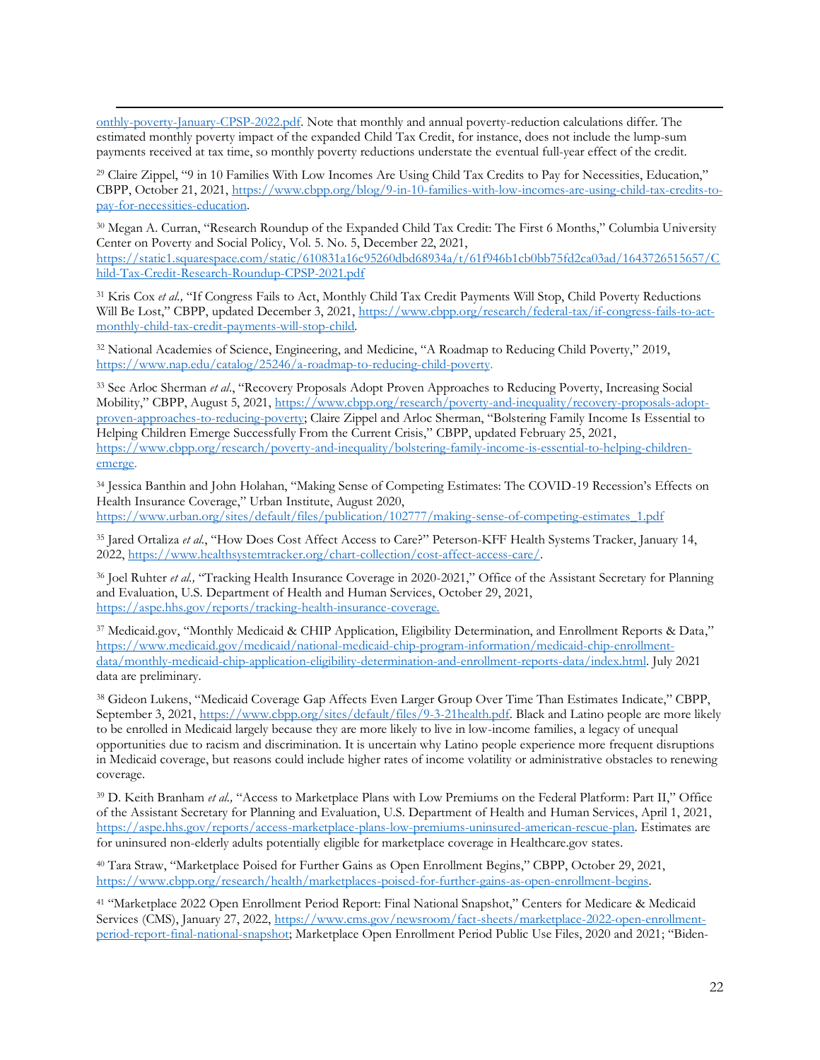onthly-poverty-January-CPSP-2022.pdf. Note that monthly and annual poverty-reduction calculations differ. The estimated monthly poverty impact of the expanded Child Tax Credit, for instance, does not include the lump-sum payments received at tax time, so monthly poverty reductions understate the eventual full-year effect of the credit.

[29] Claire Zippel, "9 in 10 Families With Low Incomes Are Using Child Tax Credits to Pay for Necessities, Education," CBPP, October 21, 2021, https://www.cbpp.org/blog/9-in-10-families-with-low-incomes-are-using-child-tax-credits-to-pay-for-necessities-education.

[30] Megan A. Curran, "Research Roundup of the Expanded Child Tax Credit: The First 6 Months," Columbia University Center on Poverty and Social Policy, Vol. 5. No. 5, December 22, 2021, https://static1.squarespace.com/static/610831a16c95260dbd68934a/t/61f946b1cb0bb75fd2ca03ad/1643726515657/Child-Tax-Credit-Research-Roundup-CPSP-2021.pdf

[31] Kris Cox *et al.,* "If Congress Fails to Act, Monthly Child Tax Credit Payments Will Stop, Child Poverty Reductions Will Be Lost," CBPP, updated December 3, 2021, https://www.cbpp.org/research/federal-tax/if-congress-fails-to-act-monthly-child-tax-credit-payments-will-stop-child.

[32] National Academies of Science, Engineering, and Medicine, "A Roadmap to Reducing Child Poverty," 2019, https://www.nap.edu/catalog/25246/a-roadmap-to-reducing-child-poverty.

[33] See Arloc Sherman *et al*., "Recovery Proposals Adopt Proven Approaches to Reducing Poverty, Increasing Social Mobility," CBPP, August 5, 2021, https://www.cbpp.org/research/poverty-and-inequality/recovery-proposals-adopt-proven-approaches-to-reducing-poverty; Claire Zippel and Arloc Sherman, "Bolstering Family Income Is Essential to Helping Children Emerge Successfully From the Current Crisis," CBPP, updated February 25, 2021, https://www.cbpp.org/research/poverty-and-inequality/bolstering-family-income-is-essential-to-helping-children-emerge.

[34] Jessica Banthin and John Holahan, "Making Sense of Competing Estimates: The COVID-19 Recession's Effects on Health Insurance Coverage," Urban Institute, August 2020, https://www.urban.org/sites/default/files/publication/102777/making-sense-of-competing-estimates_1.pdf

[35] Jared Ortaliza *et al*., "How Does Cost Affect Access to Care?" Peterson-KFF Health Systems Tracker, January 14, 2022, https://www.healthsystemtracker.org/chart-collection/cost-affect-access-care/.

[36] Joel Ruhter *et al.,* "Tracking Health Insurance Coverage in 2020-2021," Office of the Assistant Secretary for Planning and Evaluation, U.S. Department of Health and Human Services, October 29, 2021, https://aspe.hhs.gov/reports/tracking-health-insurance-coverage.

[37] Medicaid.gov, "Monthly Medicaid & CHIP Application, Eligibility Determination, and Enrollment Reports & Data," https://www.medicaid.gov/medicaid/national-medicaid-chip-program-information/medicaid-chip-enrollment-data/monthly-medicaid-chip-application-eligibility-determination-and-enrollment-reports-data/index.html. July 2021 data are preliminary.

[38] Gideon Lukens, "Medicaid Coverage Gap Affects Even Larger Group Over Time Than Estimates Indicate," CBPP, September 3, 2021, https://www.cbpp.org/sites/default/files/9-3-21health.pdf. Black and Latino people are more likely to be enrolled in Medicaid largely because they are more likely to live in low-income families, a legacy of unequal opportunities due to racism and discrimination. It is uncertain why Latino people experience more frequent disruptions in Medicaid coverage, but reasons could include higher rates of income volatility or administrative obstacles to renewing coverage.

[39] D. Keith Branham *et al.,* "Access to Marketplace Plans with Low Premiums on the Federal Platform: Part II," Office of the Assistant Secretary for Planning and Evaluation, U.S. Department of Health and Human Services, April 1, 2021, https://aspe.hhs.gov/reports/access-marketplace-plans-low-premiums-uninsured-american-rescue-plan. Estimates are for uninsured non-elderly adults potentially eligible for marketplace coverage in Healthcare.gov states.

[40] Tara Straw, "Marketplace Poised for Further Gains as Open Enrollment Begins," CBPP, October 29, 2021, https://www.cbpp.org/research/health/marketplaces-poised-for-further-gains-as-open-enrollment-begins.

[41] "Marketplace 2022 Open Enrollment Period Report: Final National Snapshot," Centers for Medicare & Medicaid Services (CMS), January 27, 2022, https://www.cms.gov/newsroom/fact-sheets/marketplace-2022-open-enrollment-period-report-final-national-snapshot; Marketplace Open Enrollment Period Public Use Files, 2020 and 2021; "Biden-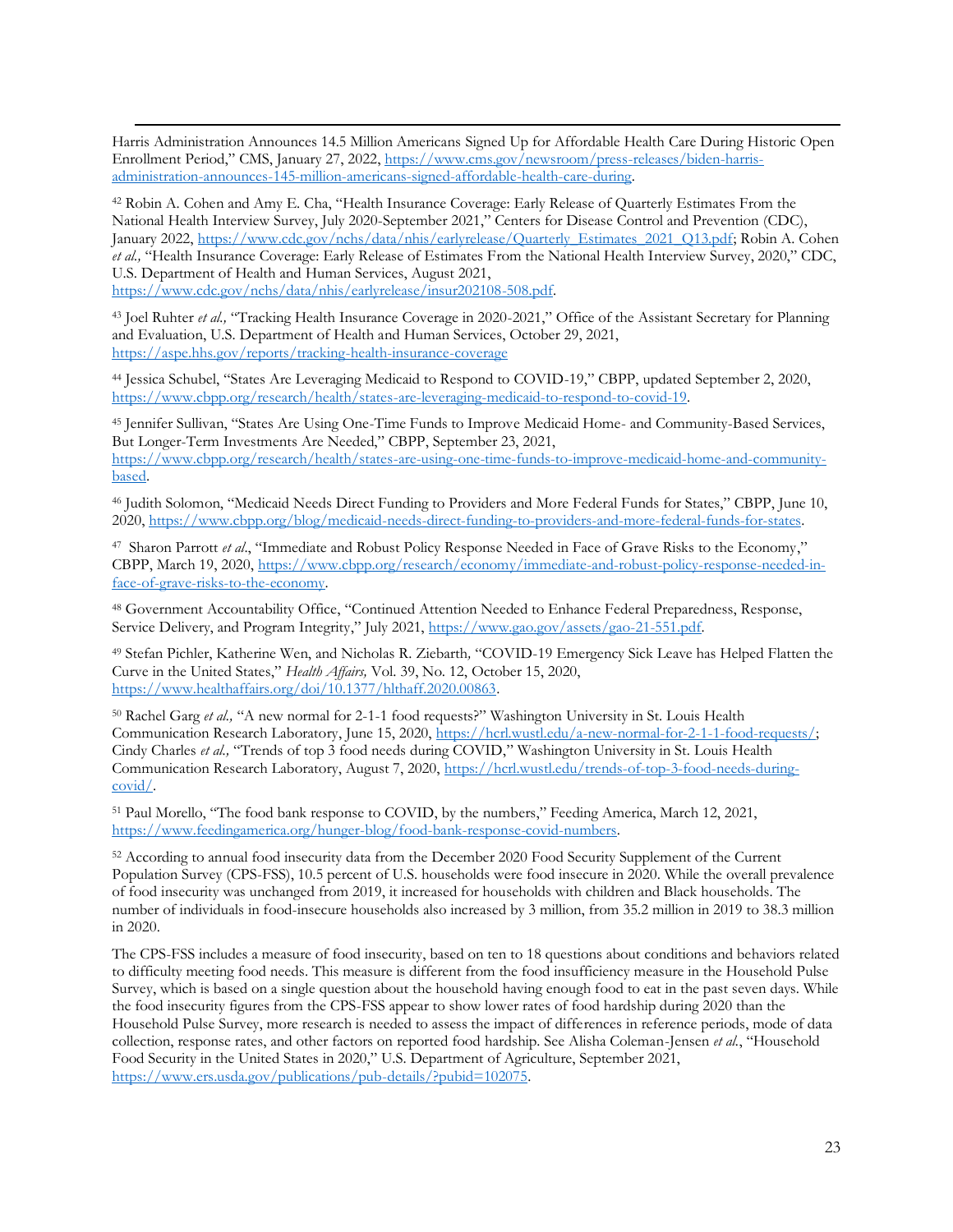Harris Administration Announces 14.5 Million Americans Signed Up for Affordable Health Care During Historic Open Enrollment Period," CMS, January 27, 2022, https://www.cms.gov/newsroom/press-releases/biden-harris-administration-announces-145-million-americans-signed-affordable-health-care-during.

[42] Robin A. Cohen and Amy E. Cha, "Health Insurance Coverage: Early Release of Quarterly Estimates From the National Health Interview Survey, July 2020-September 2021," Centers for Disease Control and Prevention (CDC), January 2022, https://www.cdc.gov/nchs/data/nhis/earlyrelease/Quarterly_Estimates_2021_Q13.pdf; Robin A. Cohen *et al.,* "Health Insurance Coverage: Early Release of Estimates From the National Health Interview Survey, 2020," CDC, U.S. Department of Health and Human Services, August 2021, https://www.cdc.gov/nchs/data/nhis/earlyrelease/insur202108-508.pdf.

[43] Joel Ruhter *et al.,* "Tracking Health Insurance Coverage in 2020-2021," Office of the Assistant Secretary for Planning and Evaluation, U.S. Department of Health and Human Services, October 29, 2021, https://aspe.hhs.gov/reports/tracking-health-insurance-coverage

[44] Jessica Schubel, "States Are Leveraging Medicaid to Respond to COVID-19," CBPP, updated September 2, 2020, https://www.cbpp.org/research/health/states-are-leveraging-medicaid-to-respond-to-covid-19.

[45] Jennifer Sullivan, "States Are Using One-Time Funds to Improve Medicaid Home- and Community-Based Services, But Longer-Term Investments Are Needed," CBPP, September 23, 2021, https://www.cbpp.org/research/health/states-are-using-one-time-funds-to-improve-medicaid-home-and-community-based.

[46] Judith Solomon, "Medicaid Needs Direct Funding to Providers and More Federal Funds for States," CBPP, June 10, 2020, https://www.cbpp.org/blog/medicaid-needs-direct-funding-to-providers-and-more-federal-funds-for-states.

[47] Sharon Parrott *et al*., "Immediate and Robust Policy Response Needed in Face of Grave Risks to the Economy," CBPP, March 19, 2020, https://www.cbpp.org/research/economy/immediate-and-robust-policy-response-needed-in-face-of-grave-risks-to-the-economy.

[48] Government Accountability Office, "Continued Attention Needed to Enhance Federal Preparedness, Response, Service Delivery, and Program Integrity," July 2021, https://www.gao.gov/assets/gao-21-551.pdf.

[49] Stefan Pichler, Katherine Wen, and Nicholas R. Ziebarth*,* "COVID-19 Emergency Sick Leave has Helped Flatten the Curve in the United States," *Health Affairs,* Vol. 39, No. 12, October 15, 2020, https://www.healthaffairs.org/doi/10.1377/hlthaff.2020.00863.

[50] Rachel Garg *et al.,* "A new normal for 2-1-1 food requests?" Washington University in St. Louis Health Communication Research Laboratory, June 15, 2020, https://hcrl.wustl.edu/a-new-normal-for-2-1-1-food-requests/; Cindy Charles *et al.,* "Trends of top 3 food needs during COVID," Washington University in St. Louis Health Communication Research Laboratory, August 7, 2020, https://hcrl.wustl.edu/trends-of-top-3-food-needs-during-covid/.

[51] Paul Morello, "The food bank response to COVID, by the numbers," Feeding America, March 12, 2021, https://www.feedingamerica.org/hunger-blog/food-bank-response-covid-numbers.

[52] According to annual food insecurity data from the December 2020 Food Security Supplement of the Current Population Survey (CPS-FSS), 10.5 percent of U.S. households were food insecure in 2020. While the overall prevalence of food insecurity was unchanged from 2019, it increased for households with children and Black households. The number of individuals in food-insecure households also increased by 3 million, from 35.2 million in 2019 to 38.3 million in 2020.

The CPS-FSS includes a measure of food insecurity, based on ten to 18 questions about conditions and behaviors related to difficulty meeting food needs. This measure is different from the food insufficiency measure in the Household Pulse Survey, which is based on a single question about the household having enough food to eat in the past seven days. While the food insecurity figures from the CPS-FSS appear to show lower rates of food hardship during 2020 than the Household Pulse Survey, more research is needed to assess the impact of differences in reference periods, mode of data collection, response rates, and other factors on reported food hardship. See Alisha Coleman-Jensen *et al.*, "Household Food Security in the United States in 2020," U.S. Department of Agriculture, September 2021, https://www.ers.usda.gov/publications/pub-details/?pubid=102075.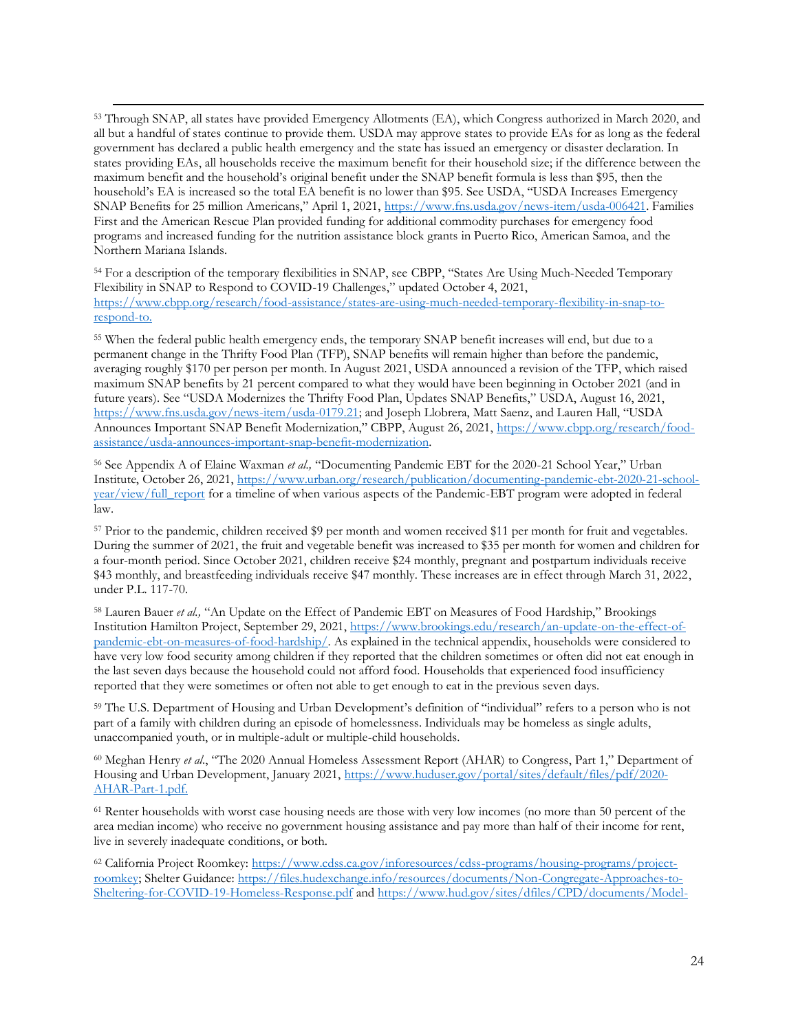[53] Through SNAP, all states have provided Emergency Allotments (EA), which Congress authorized in March 2020, and all but a handful of states continue to provide them. USDA may approve states to provide EAs for as long as the federal government has declared a public health emergency and the state has issued an emergency or disaster declaration. In states providing EAs, all households receive the maximum benefit for their household size; if the difference between the maximum benefit and the household's original benefit under the SNAP benefit formula is less than $95, then the household's EA is increased so the total EA benefit is no lower than $95. See USDA, "USDA Increases Emergency SNAP Benefits for 25 million Americans," April 1, 2021, https://www.fns.usda.gov/news-item/usda-006421. Families First and the American Rescue Plan provided funding for additional commodity purchases for emergency food programs and increased funding for the nutrition assistance block grants in Puerto Rico, American Samoa, and the Northern Mariana Islands.

[54] For a description of the temporary flexibilities in SNAP, see CBPP, "States Are Using Much-Needed Temporary Flexibility in SNAP to Respond to COVID-19 Challenges," updated October 4, 2021, https://www.cbpp.org/research/food-assistance/states-are-using-much-needed-temporary-flexibility-in-snap-to-respond-to.

[55] When the federal public health emergency ends, the temporary SNAP benefit increases will end, but due to a permanent change in the Thrifty Food Plan (TFP), SNAP benefits will remain higher than before the pandemic, averaging roughly $170 per person per month. In August 2021, USDA announced a revision of the TFP, which raised maximum SNAP benefits by 21 percent compared to what they would have been beginning in October 2021 (and in future years). See "USDA Modernizes the Thrifty Food Plan, Updates SNAP Benefits," USDA, August 16, 2021, https://www.fns.usda.gov/news-item/usda-0179.21; and Joseph Llobrera, Matt Saenz, and Lauren Hall, "USDA Announces Important SNAP Benefit Modernization," CBPP, August 26, 2021, https://www.cbpp.org/research/food-assistance/usda-announces-important-snap-benefit-modernization.

[56] See Appendix A of Elaine Waxman *et al.,* "Documenting Pandemic EBT for the 2020-21 School Year," Urban Institute, October 26, 2021, https://www.urban.org/research/publication/documenting-pandemic-ebt-2020-21-school-year/view/full_report for a timeline of when various aspects of the Pandemic-EBT program were adopted in federal law.

[57] Prior to the pandemic, children received $9 per month and women received $11 per month for fruit and vegetables. During the summer of 2021, the fruit and vegetable benefit was increased to $35 per month for women and children for a four-month period. Since October 2021, children receive $24 monthly, pregnant and postpartum individuals receive $43 monthly, and breastfeeding individuals receive $47 monthly. These increases are in effect through March 31, 2022, under P.L. 117-70.

[58] Lauren Bauer *et al.,* "An Update on the Effect of Pandemic EBT on Measures of Food Hardship," Brookings Institution Hamilton Project, September 29, 2021, https://www.brookings.edu/research/an-update-on-the-effect-of-pandemic-ebt-on-measures-of-food-hardship/. As explained in the technical appendix, households were considered to have very low food security among children if they reported that the children sometimes or often did not eat enough in the last seven days because the household could not afford food. Households that experienced food insufficiency reported that they were sometimes or often not able to get enough to eat in the previous seven days.

[59] The U.S. Department of Housing and Urban Development's definition of "individual" refers to a person who is not part of a family with children during an episode of homelessness. Individuals may be homeless as single adults, unaccompanied youth, or in multiple-adult or multiple-child households.

[60] Meghan Henry *et al.*, "The 2020 Annual Homeless Assessment Report (AHAR) to Congress, Part 1," Department of Housing and Urban Development, January 2021, https://www.huduser.gov/portal/sites/default/files/pdf/2020-AHAR-Part-1.pdf.

[61] Renter households with worst case housing needs are those with very low incomes (no more than 50 percent of the area median income) who receive no government housing assistance and pay more than half of their income for rent, live in severely inadequate conditions, or both.

[62] California Project Roomkey: https://www.cdss.ca.gov/inforesources/cdss-programs/housing-programs/project-roomkey; Shelter Guidance: https://files.hudexchange.info/resources/documents/Non-Congregate-Approaches-to-Sheltering-for-COVID-19-Homeless-Response.pdf and https://www.hud.gov/sites/dfiles/CPD/documents/Model-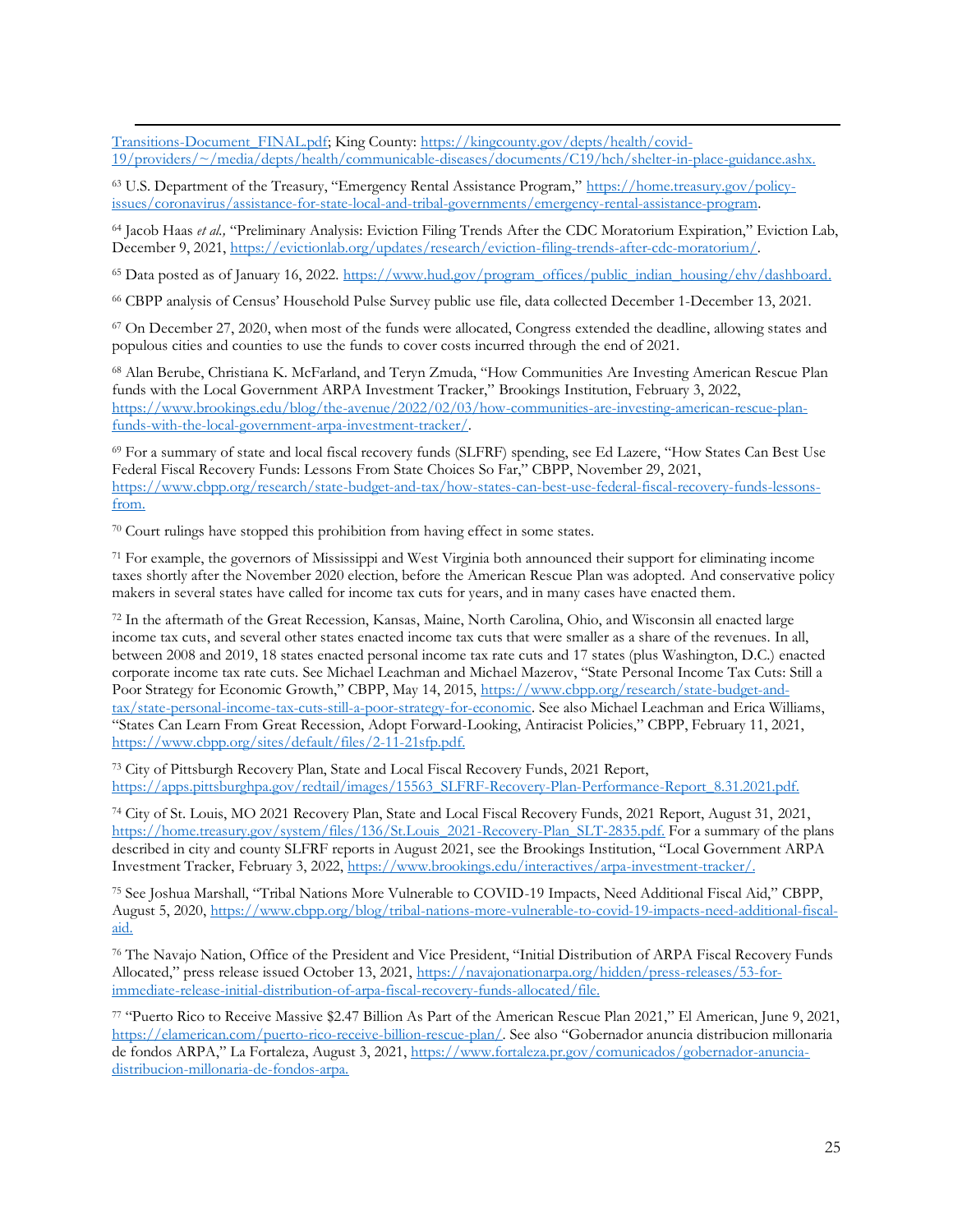Transitions-Document_FINAL.pdf; King County: https://kingcounty.gov/depts/health/covid-19/providers/~/media/depts/health/communicable-diseases/documents/C19/hch/shelter-in-place-guidance.ashx.

[63] U.S. Department of the Treasury, "Emergency Rental Assistance Program," https://home.treasury.gov/policy-issues/coronavirus/assistance-for-state-local-and-tribal-governments/emergency-rental-assistance-program.

[64] Jacob Haas *et al.,* "Preliminary Analysis: Eviction Filing Trends After the CDC Moratorium Expiration," Eviction Lab, December 9, 2021, https://evictionlab.org/updates/research/eviction-filing-trends-after-cdc-moratorium/.

[65] Data posted as of January 16, 2022. https://www.hud.gov/program_offices/public_indian_housing/ehv/dashboard.

[66] CBPP analysis of Census' Household Pulse Survey public use file, data collected December 1-December 13, 2021.

[67] On December 27, 2020, when most of the funds were allocated, Congress extended the deadline, allowing states and populous cities and counties to use the funds to cover costs incurred through the end of 2021.

[68] Alan Berube, Christiana K. McFarland, and Teryn Zmuda, "How Communities Are Investing American Rescue Plan funds with the Local Government ARPA Investment Tracker," Brookings Institution, February 3, 2022, https://www.brookings.edu/blog/the-avenue/2022/02/03/how-communities-are-investing-american-rescue-plan-funds-with-the-local-government-arpa-investment-tracker/.

[69] For a summary of state and local fiscal recovery funds (SLFRF) spending, see Ed Lazere, "How States Can Best Use Federal Fiscal Recovery Funds: Lessons From State Choices So Far," CBPP, November 29, 2021, https://www.cbpp.org/research/state-budget-and-tax/how-states-can-best-use-federal-fiscal-recovery-funds-lessons-from.

[70] Court rulings have stopped this prohibition from having effect in some states.

[71] For example, the governors of Mississippi and West Virginia both announced their support for eliminating income taxes shortly after the November 2020 election, before the American Rescue Plan was adopted. And conservative policy makers in several states have called for income tax cuts for years, and in many cases have enacted them.

[72] In the aftermath of the Great Recession, Kansas, Maine, North Carolina, Ohio, and Wisconsin all enacted large income tax cuts, and several other states enacted income tax cuts that were smaller as a share of the revenues. In all, between 2008 and 2019, 18 states enacted personal income tax rate cuts and 17 states (plus Washington, D.C.) enacted corporate income tax rate cuts. See Michael Leachman and Michael Mazerov, "State Personal Income Tax Cuts: Still a Poor Strategy for Economic Growth," CBPP, May 14, 2015, https://www.cbpp.org/research/state-budget-and-tax/state-personal-income-tax-cuts-still-a-poor-strategy-for-economic. See also Michael Leachman and Erica Williams, "States Can Learn From Great Recession, Adopt Forward-Looking, Antiracist Policies," CBPP, February 11, 2021, https://www.cbpp.org/sites/default/files/2-11-21sfp.pdf.

[73] City of Pittsburgh Recovery Plan, State and Local Fiscal Recovery Funds, 2021 Report, https://apps.pittsburghpa.gov/redtail/images/15563_SLFRF-Recovery-Plan-Performance-Report_8.31.2021.pdf.

[74] City of St. Louis, MO 2021 Recovery Plan, State and Local Fiscal Recovery Funds, 2021 Report, August 31, 2021, https://home.treasury.gov/system/files/136/St.Louis_2021-Recovery-Plan_SLT-2835.pdf. For a summary of the plans described in city and county SLFRF reports in August 2021, see the Brookings Institution, "Local Government ARPA Investment Tracker, February 3, 2022, https://www.brookings.edu/interactives/arpa-investment-tracker/.

[75] See Joshua Marshall, "Tribal Nations More Vulnerable to COVID-19 Impacts, Need Additional Fiscal Aid," CBPP, August 5, 2020, https://www.cbpp.org/blog/tribal-nations-more-vulnerable-to-covid-19-impacts-need-additional-fiscal-aid.

[76] The Navajo Nation, Office of the President and Vice President, "Initial Distribution of ARPA Fiscal Recovery Funds Allocated," press release issued October 13, 2021, https://navajonationarpa.org/hidden/press-releases/53-for-immediate-release-initial-distribution-of-arpa-fiscal-recovery-funds-allocated/file.

[77] "Puerto Rico to Receive Massive $2.47 Billion As Part of the American Rescue Plan 2021," El American, June 9, 2021, https://elamerican.com/puerto-rico-receive-billion-rescue-plan/. See also "Gobernador anuncia distribucion millonaria de fondos ARPA," La Fortaleza, August 3, 2021, https://www.fortaleza.pr.gov/comunicados/gobernador-anuncia-distribucion-millonaria-de-fondos-arpa.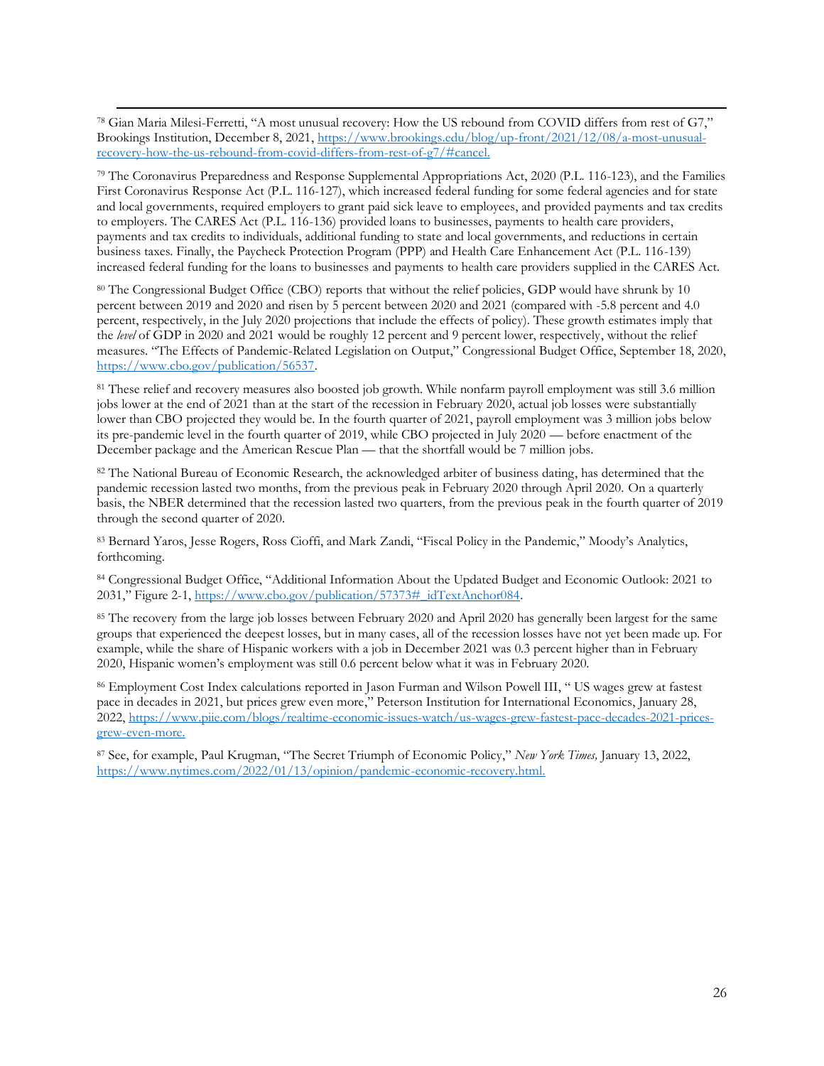[78] Gian Maria Milesi-Ferretti, "A most unusual recovery: How the US rebound from COVID differs from rest of G7," Brookings Institution, December 8, 2021, https://www.brookings.edu/blog/up-front/2021/12/08/a-most-unusual-recovery-how-the-us-rebound-from-covid-differs-from-rest-of-g7/#cancel.

[79] The Coronavirus Preparedness and Response Supplemental Appropriations Act, 2020 (P.L. 116-123), and the Families First Coronavirus Response Act (P.L. 116-127), which increased federal funding for some federal agencies and for state and local governments, required employers to grant paid sick leave to employees, and provided payments and tax credits to employers. The CARES Act (P.L. 116-136) provided loans to businesses, payments to health care providers, payments and tax credits to individuals, additional funding to state and local governments, and reductions in certain business taxes. Finally, the Paycheck Protection Program (PPP) and Health Care Enhancement Act (P.L. 116-139) increased federal funding for the loans to businesses and payments to health care providers supplied in the CARES Act.

[80] The Congressional Budget Office (CBO) reports that without the relief policies, GDP would have shrunk by 10 percent between 2019 and 2020 and risen by 5 percent between 2020 and 2021 (compared with -5.8 percent and 4.0 percent, respectively, in the July 2020 projections that include the effects of policy). These growth estimates imply that the *level* of GDP in 2020 and 2021 would be roughly 12 percent and 9 percent lower, respectively, without the relief measures. "The Effects of Pandemic-Related Legislation on Output," Congressional Budget Office, September 18, 2020, https://www.cbo.gov/publication/56537.

[81] These relief and recovery measures also boosted job growth. While nonfarm payroll employment was still 3.6 million jobs lower at the end of 2021 than at the start of the recession in February 2020, actual job losses were substantially lower than CBO projected they would be. In the fourth quarter of 2021, payroll employment was 3 million jobs below its pre-pandemic level in the fourth quarter of 2019, while CBO projected in July 2020 — before enactment of the December package and the American Rescue Plan — that the shortfall would be 7 million jobs.

[82] The National Bureau of Economic Research, the acknowledged arbiter of business dating, has determined that the pandemic recession lasted two months, from the previous peak in February 2020 through April 2020. On a quarterly basis, the NBER determined that the recession lasted two quarters, from the previous peak in the fourth quarter of 2019 through the second quarter of 2020.

[83] Bernard Yaros, Jesse Rogers, Ross Cioffi, and Mark Zandi, "Fiscal Policy in the Pandemic," Moody's Analytics, forthcoming.

[84] Congressional Budget Office, "Additional Information About the Updated Budget and Economic Outlook: 2021 to 2031," Figure 2-1, https://www.cbo.gov/publication/57373#_idTextAnchor084.

[85] The recovery from the large job losses between February 2020 and April 2020 has generally been largest for the same groups that experienced the deepest losses, but in many cases, all of the recession losses have not yet been made up. For example, while the share of Hispanic workers with a job in December 2021 was 0.3 percent higher than in February 2020, Hispanic women's employment was still 0.6 percent below what it was in February 2020.

[86] Employment Cost Index calculations reported in Jason Furman and Wilson Powell III, " US wages grew at fastest pace in decades in 2021, but prices grew even more," Peterson Institution for International Economics, January 28, 2022, https://www.piie.com/blogs/realtime-economic-issues-watch/us-wages-grew-fastest-pace-decades-2021-prices-grew-even-more.

[87] See, for example, Paul Krugman, "The Secret Triumph of Economic Policy," *New York Times,* January 13, 2022, https://www.nytimes.com/2022/01/13/opinion/pandemic-economic-recovery.html.